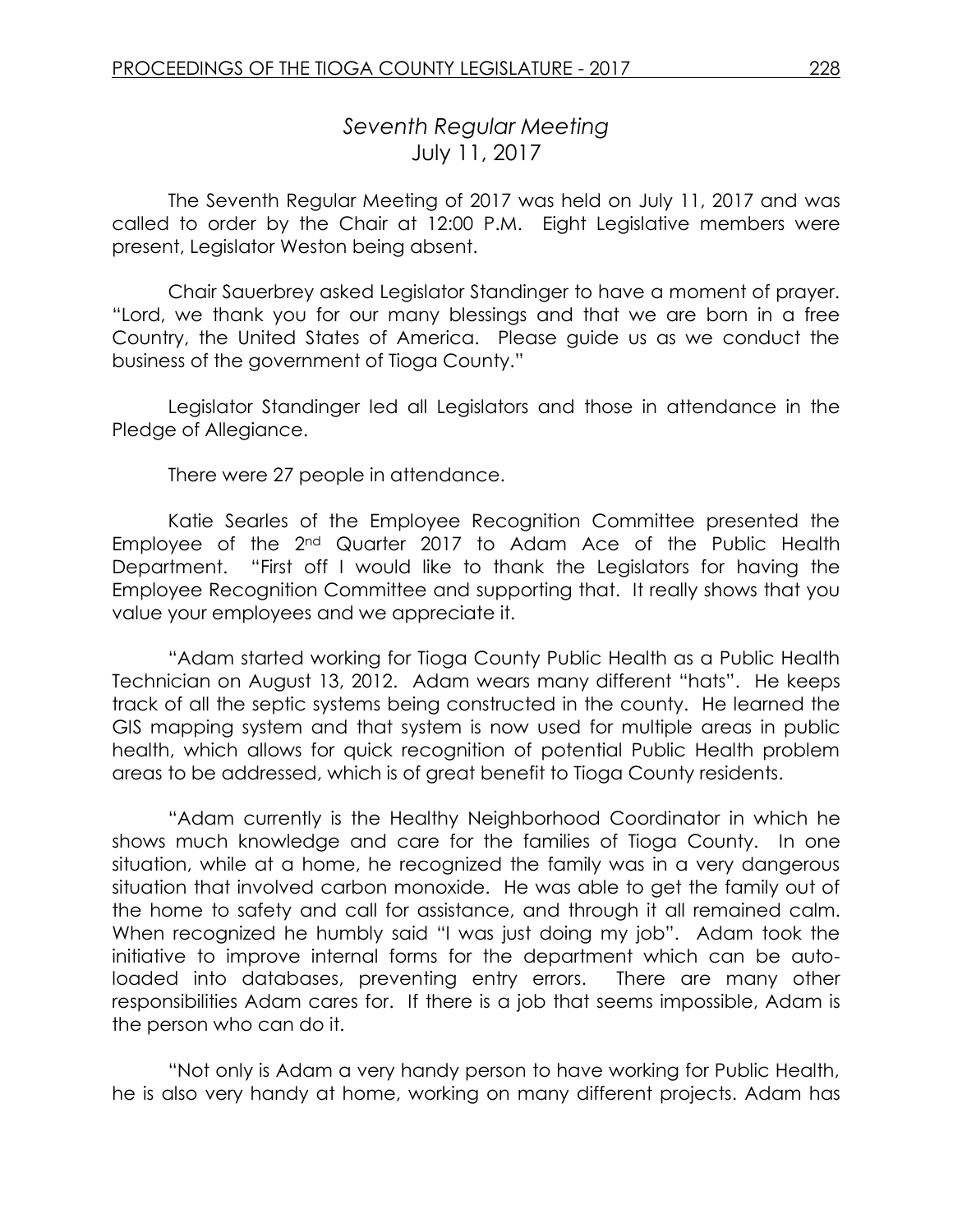## *Seventh Regular Meeting*
## July 11, 2017

The Seventh Regular Meeting of 2017 was held on July 11, 2017 and was called to order by the Chair at 12:00 P.M. Eight Legislative members were present, Legislator Weston being absent.

Chair Sauerbrey asked Legislator Standinger to have a moment of prayer. "Lord, we thank you for our many blessings and that we are born in a free Country, the United States of America. Please guide us as we conduct the business of the government of Tioga County."

Legislator Standinger led all Legislators and those in attendance in the Pledge of Allegiance.

There were 27 people in attendance.

Katie Searles of the Employee Recognition Committee presented the Employee of the 2nd Quarter 2017 to Adam Ace of the Public Health Department. "First off I would like to thank the Legislators for having the Employee Recognition Committee and supporting that. It really shows that you value your employees and we appreciate it.

"Adam started working for Tioga County Public Health as a Public Health Technician on August 13, 2012. Adam wears many different "hats". He keeps track of all the septic systems being constructed in the county. He learned the GIS mapping system and that system is now used for multiple areas in public health, which allows for quick recognition of potential Public Health problem areas to be addressed, which is of great benefit to Tioga County residents.

"Adam currently is the Healthy Neighborhood Coordinator in which he shows much knowledge and care for the families of Tioga County. In one situation, while at a home, he recognized the family was in a very dangerous situation that involved carbon monoxide. He was able to get the family out of the home to safety and call for assistance, and through it all remained calm. When recognized he humbly said "I was just doing my job". Adam took the initiative to improve internal forms for the department which can be auto-loaded into databases, preventing entry errors. There are many other responsibilities Adam cares for. If there is a job that seems impossible, Adam is the person who can do it.

"Not only is Adam a very handy person to have working for Public Health, he is also very handy at home, working on many different projects. Adam has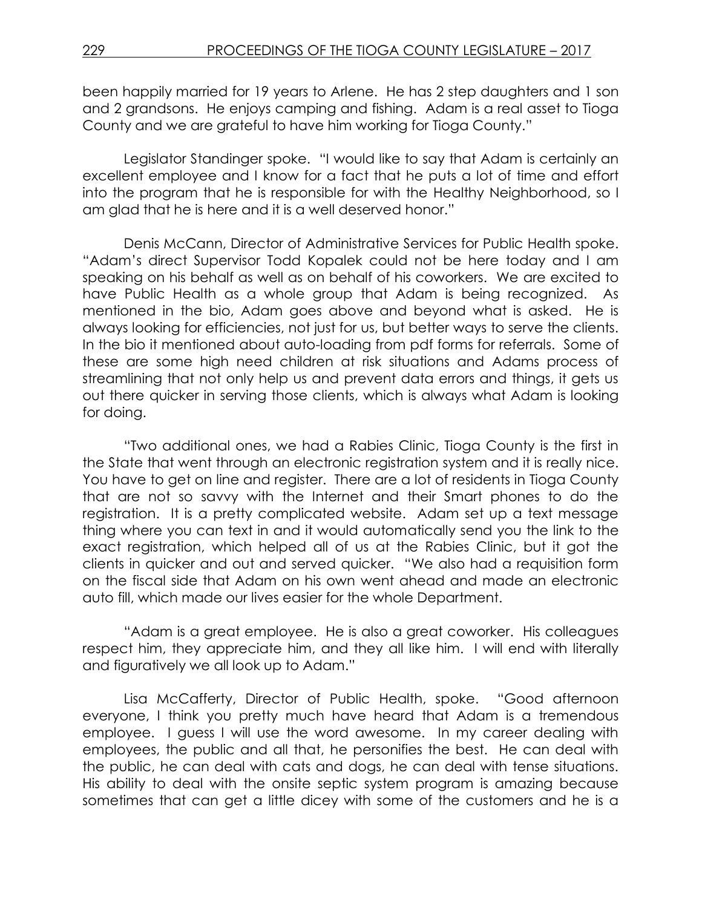been happily married for 19 years to Arlene. He has 2 step daughters and 1 son and 2 grandsons. He enjoys camping and fishing. Adam is a real asset to Tioga County and we are grateful to have him working for Tioga County."

Legislator Standinger spoke. "I would like to say that Adam is certainly an excellent employee and I know for a fact that he puts a lot of time and effort into the program that he is responsible for with the Healthy Neighborhood, so I am glad that he is here and it is a well deserved honor."

Denis McCann, Director of Administrative Services for Public Health spoke. "Adam's direct Supervisor Todd Kopalek could not be here today and I am speaking on his behalf as well as on behalf of his coworkers. We are excited to have Public Health as a whole group that Adam is being recognized. As mentioned in the bio, Adam goes above and beyond what is asked. He is always looking for efficiencies, not just for us, but better ways to serve the clients. In the bio it mentioned about auto-loading from pdf forms for referrals. Some of these are some high need children at risk situations and Adams process of streamlining that not only help us and prevent data errors and things, it gets us out there quicker in serving those clients, which is always what Adam is looking for doing.

"Two additional ones, we had a Rabies Clinic, Tioga County is the first in the State that went through an electronic registration system and it is really nice. You have to get on line and register. There are a lot of residents in Tioga County that are not so savvy with the Internet and their Smart phones to do the registration. It is a pretty complicated website. Adam set up a text message thing where you can text in and it would automatically send you the link to the exact registration, which helped all of us at the Rabies Clinic, but it got the clients in quicker and out and served quicker. "We also had a requisition form on the fiscal side that Adam on his own went ahead and made an electronic auto fill, which made our lives easier for the whole Department.

"Adam is a great employee. He is also a great coworker. His colleagues respect him, they appreciate him, and they all like him. I will end with literally and figuratively we all look up to Adam."

Lisa McCafferty, Director of Public Health, spoke. "Good afternoon everyone, I think you pretty much have heard that Adam is a tremendous employee. I guess I will use the word awesome. In my career dealing with employees, the public and all that, he personifies the best. He can deal with the public, he can deal with cats and dogs, he can deal with tense situations. His ability to deal with the onsite septic system program is amazing because sometimes that can get a little dicey with some of the customers and he is a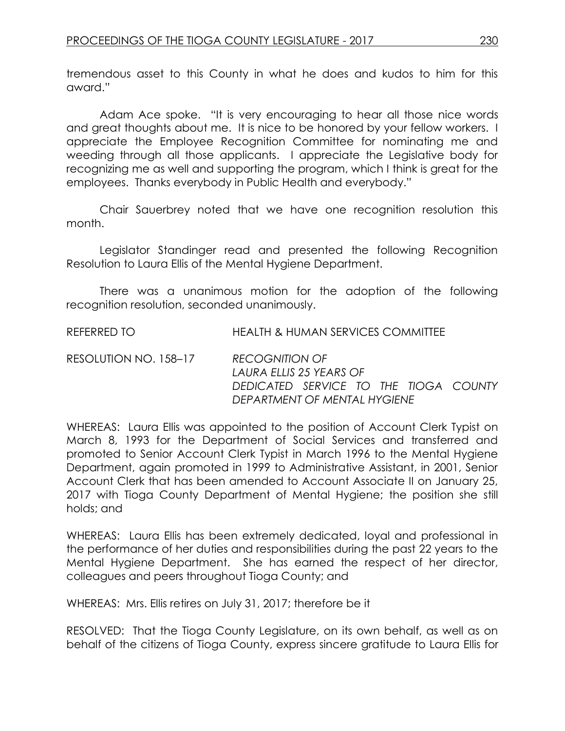tremendous asset to this County in what he does and kudos to him for this award."

Adam Ace spoke. "It is very encouraging to hear all those nice words and great thoughts about me. It is nice to be honored by your fellow workers. I appreciate the Employee Recognition Committee for nominating me and weeding through all those applicants. I appreciate the Legislative body for recognizing me as well and supporting the program, which I think is great for the employees. Thanks everybody in Public Health and everybody."

Chair Sauerbrey noted that we have one recognition resolution this month.

Legislator Standinger read and presented the following Recognition Resolution to Laura Ellis of the Mental Hygiene Department.

There was a unanimous motion for the adoption of the following recognition resolution, seconded unanimously.

REFERRED TO HEALTH & HUMAN SERVICES COMMITTEE

RESOLUTION NO. 158–17 *RECOGNITION OF LAURA ELLIS 25 YEARS OF DEDICATED SERVICE TO THE TIOGA COUNTY DEPARTMENT OF MENTAL HYGIENE*

WHEREAS: Laura Ellis was appointed to the position of Account Clerk Typist on March 8, 1993 for the Department of Social Services and transferred and promoted to Senior Account Clerk Typist in March 1996 to the Mental Hygiene Department, again promoted in 1999 to Administrative Assistant, in 2001, Senior Account Clerk that has been amended to Account Associate II on January 25, 2017 with Tioga County Department of Mental Hygiene; the position she still holds; and

WHEREAS: Laura Ellis has been extremely dedicated, loyal and professional in the performance of her duties and responsibilities during the past 22 years to the Mental Hygiene Department. She has earned the respect of her director, colleagues and peers throughout Tioga County; and

WHEREAS: Mrs. Ellis retires on July 31, 2017; therefore be it

RESOLVED: That the Tioga County Legislature, on its own behalf, as well as on behalf of the citizens of Tioga County, express sincere gratitude to Laura Ellis for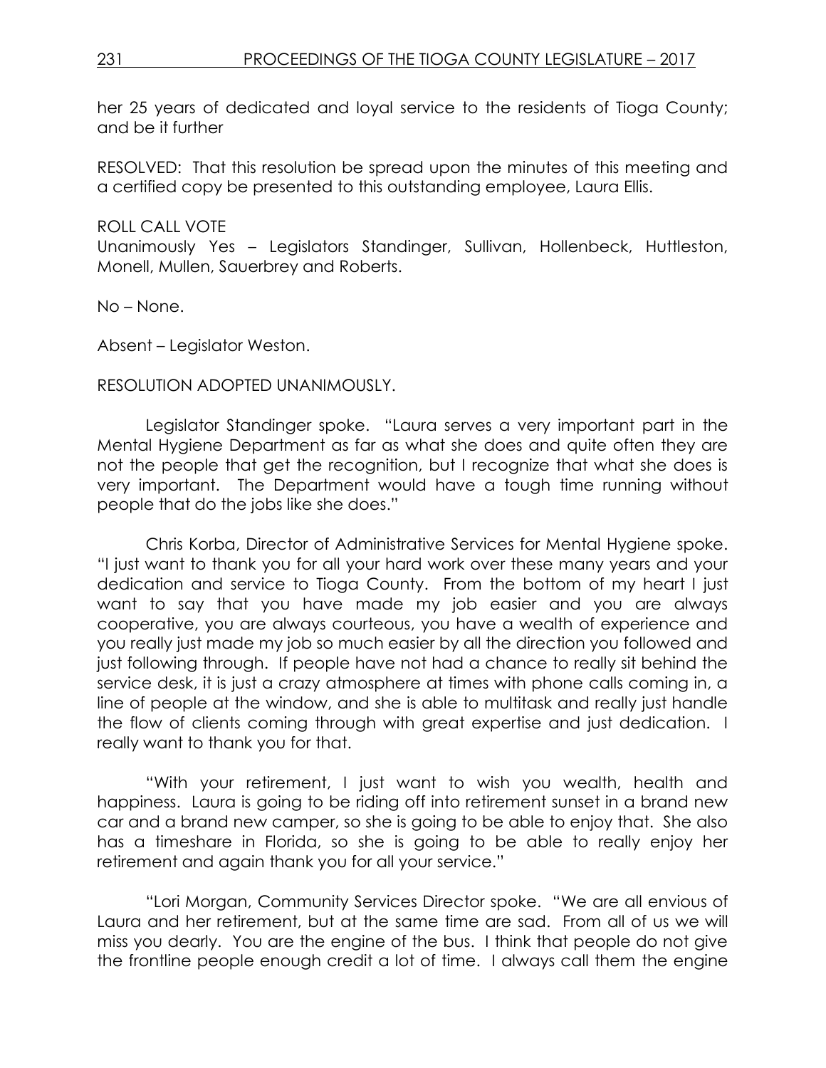her 25 years of dedicated and loyal service to the residents of Tioga County; and be it further

RESOLVED: That this resolution be spread upon the minutes of this meeting and a certified copy be presented to this outstanding employee, Laura Ellis.

ROLL CALL VOTE
Unanimously Yes – Legislators Standinger, Sullivan, Hollenbeck, Huttleston, Monell, Mullen, Sauerbrey and Roberts.

No – None.

Absent – Legislator Weston.

RESOLUTION ADOPTED UNANIMOUSLY.

Legislator Standinger spoke. "Laura serves a very important part in the Mental Hygiene Department as far as what she does and quite often they are not the people that get the recognition, but I recognize that what she does is very important. The Department would have a tough time running without people that do the jobs like she does."

Chris Korba, Director of Administrative Services for Mental Hygiene spoke. "I just want to thank you for all your hard work over these many years and your dedication and service to Tioga County. From the bottom of my heart I just want to say that you have made my job easier and you are always cooperative, you are always courteous, you have a wealth of experience and you really just made my job so much easier by all the direction you followed and just following through. If people have not had a chance to really sit behind the service desk, it is just a crazy atmosphere at times with phone calls coming in, a line of people at the window, and she is able to multitask and really just handle the flow of clients coming through with great expertise and just dedication. I really want to thank you for that.

"With your retirement, I just want to wish you wealth, health and happiness. Laura is going to be riding off into retirement sunset in a brand new car and a brand new camper, so she is going to be able to enjoy that. She also has a timeshare in Florida, so she is going to be able to really enjoy her retirement and again thank you for all your service."

"Lori Morgan, Community Services Director spoke. "We are all envious of Laura and her retirement, but at the same time are sad. From all of us we will miss you dearly. You are the engine of the bus. I think that people do not give the frontline people enough credit a lot of time. I always call them the engine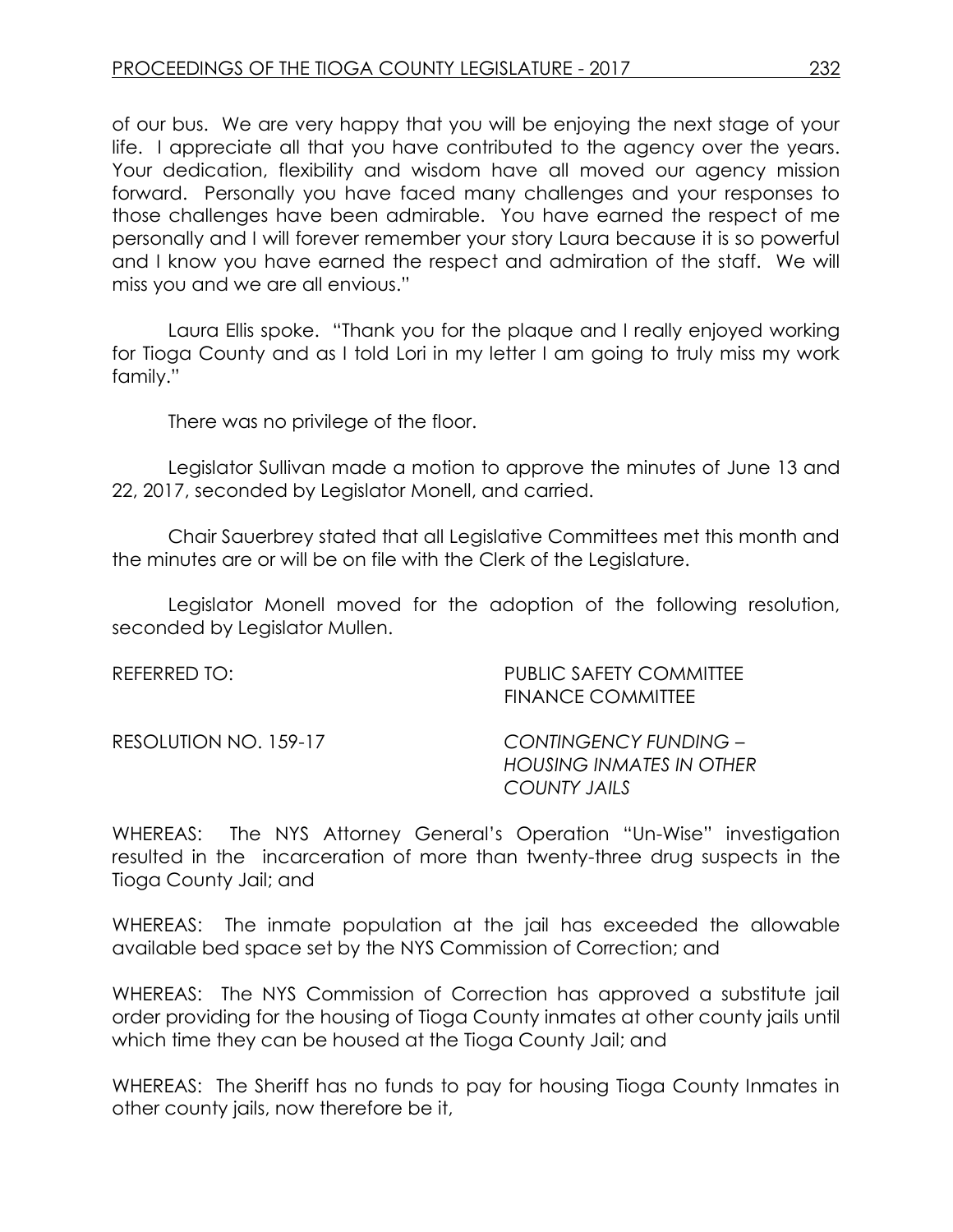of our bus. We are very happy that you will be enjoying the next stage of your life. I appreciate all that you have contributed to the agency over the years. Your dedication, flexibility and wisdom have all moved our agency mission forward. Personally you have faced many challenges and your responses to those challenges have been admirable. You have earned the respect of me personally and I will forever remember your story Laura because it is so powerful and I know you have earned the respect and admiration of the staff. We will miss you and we are all envious."

Laura Ellis spoke. "Thank you for the plaque and I really enjoyed working for Tioga County and as I told Lori in my letter I am going to truly miss my work family."

There was no privilege of the floor.

Legislator Sullivan made a motion to approve the minutes of June 13 and 22, 2017, seconded by Legislator Monell, and carried.

Chair Sauerbrey stated that all Legislative Committees met this month and the minutes are or will be on file with the Clerk of the Legislature.

Legislator Monell moved for the adoption of the following resolution, seconded by Legislator Mullen.

REFERRED TO: PUBLIC SAFETY COMMITTEE
FINANCE COMMITTEE

RESOLUTION NO. 159-17 *CONTINGENCY FUNDING – HOUSING INMATES IN OTHER COUNTY JAILS*

WHEREAS: The NYS Attorney General's Operation "Un-Wise" investigation resulted in the incarceration of more than twenty-three drug suspects in the Tioga County Jail; and

WHEREAS: The inmate population at the jail has exceeded the allowable available bed space set by the NYS Commission of Correction; and

WHEREAS: The NYS Commission of Correction has approved a substitute jail order providing for the housing of Tioga County inmates at other county jails until which time they can be housed at the Tioga County Jail; and

WHEREAS: The Sheriff has no funds to pay for housing Tioga County Inmates in other county jails, now therefore be it,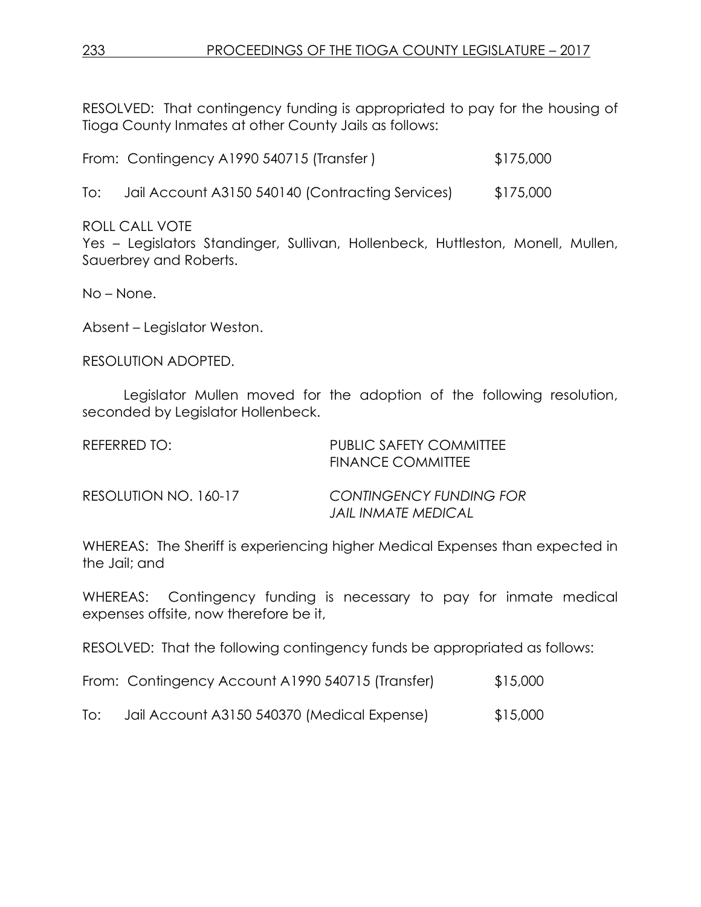RESOLVED: That contingency funding is appropriated to pay for the housing of Tioga County Inmates at other County Jails as follows:

From: Contingency A1990 540715 (Transfer ) $175,000

To: Jail Account A3150 540140 (Contracting Services) $175,000

ROLL CALL VOTE
Yes – Legislators Standinger, Sullivan, Hollenbeck, Huttleston, Monell, Mullen, Sauerbrey and Roberts.

No – None.

Absent – Legislator Weston.

RESOLUTION ADOPTED.

Legislator Mullen moved for the adoption of the following resolution, seconded by Legislator Hollenbeck.

REFERRED TO: PUBLIC SAFETY COMMITTEE
FINANCE COMMITTEE

RESOLUTION NO. 160-17 *CONTINGENCY FUNDING FOR JAIL INMATE MEDICAL*

WHEREAS: The Sheriff is experiencing higher Medical Expenses than expected in the Jail; and

WHEREAS: Contingency funding is necessary to pay for inmate medical expenses offsite, now therefore be it,

RESOLVED: That the following contingency funds be appropriated as follows:

From: Contingency Account A1990 540715 (Transfer) $15,000

To: Jail Account A3150 540370 (Medical Expense) $15,000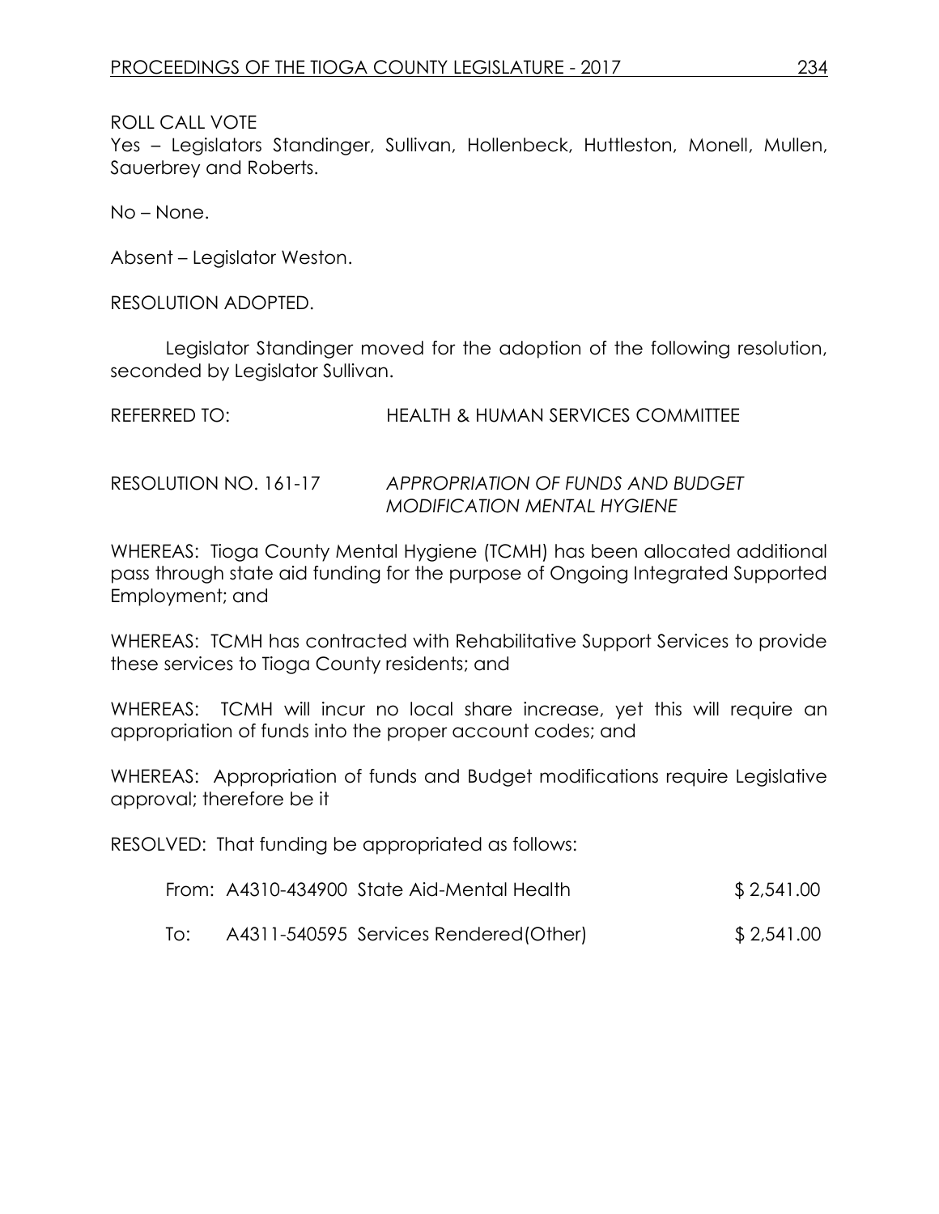ROLL CALL VOTE
Yes – Legislators Standinger, Sullivan, Hollenbeck, Huttleston, Monell, Mullen, Sauerbrey and Roberts.

No – None.

Absent – Legislator Weston.

RESOLUTION ADOPTED.

Legislator Standinger moved for the adoption of the following resolution, seconded by Legislator Sullivan.

REFERRED TO: HEALTH & HUMAN SERVICES COMMITTEE

RESOLUTION NO. 161-17 *APPROPRIATION OF FUNDS AND BUDGET MODIFICATION MENTAL HYGIENE*

WHEREAS: Tioga County Mental Hygiene (TCMH) has been allocated additional pass through state aid funding for the purpose of Ongoing Integrated Supported Employment; and

WHEREAS: TCMH has contracted with Rehabilitative Support Services to provide these services to Tioga County residents; and

WHEREAS: TCMH will incur no local share increase, yet this will require an appropriation of funds into the proper account codes; and

WHEREAS: Appropriation of funds and Budget modifications require Legislative approval; therefore be it

RESOLVED: That funding be appropriated as follows:

| | | |
|---|---|---|
| From: | A4310-434900 State Aid-Mental Health | $ 2,541.00 |
| To: | A4311-540595 Services Rendered(Other) | $ 2,541.00 |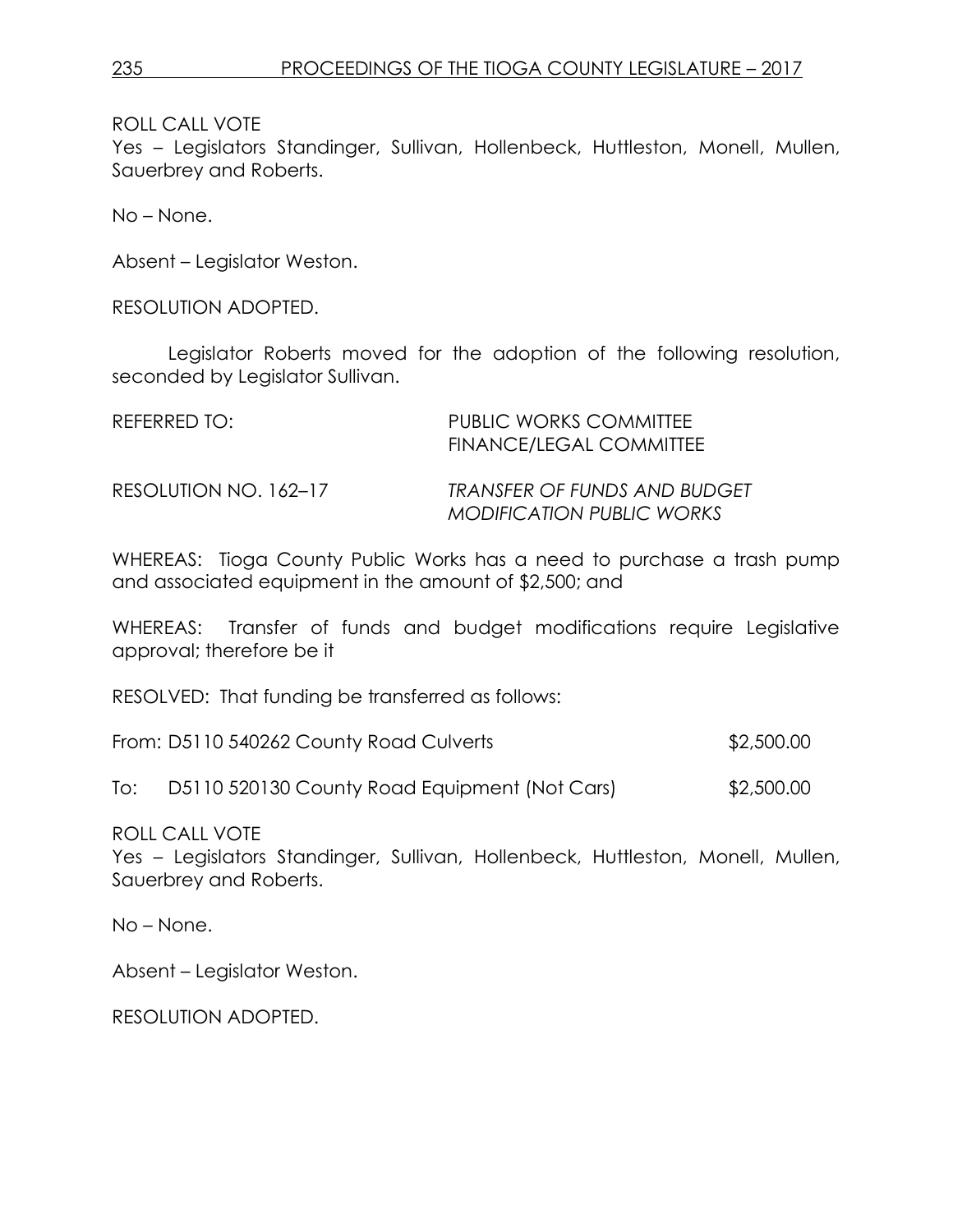ROLL CALL VOTE

Yes – Legislators Standinger, Sullivan, Hollenbeck, Huttleston, Monell, Mullen, Sauerbrey and Roberts.

No – None.

Absent – Legislator Weston.

RESOLUTION ADOPTED.

Legislator Roberts moved for the adoption of the following resolution, seconded by Legislator Sullivan.

REFERRED TO: PUBLIC WORKS COMMITTEE
FINANCE/LEGAL COMMITTEE

RESOLUTION NO. 162–17 *TRANSFER OF FUNDS AND BUDGET MODIFICATION PUBLIC WORKS*

WHEREAS: Tioga County Public Works has a need to purchase a trash pump and associated equipment in the amount of $2,500; and

WHEREAS: Transfer of funds and budget modifications require Legislative approval; therefore be it

RESOLVED: That funding be transferred as follows:

From: D5110 540262 County Road Culverts $2,500.00

To: D5110 520130 County Road Equipment (Not Cars) $2,500.00

ROLL CALL VOTE

Yes – Legislators Standinger, Sullivan, Hollenbeck, Huttleston, Monell, Mullen, Sauerbrey and Roberts.

No – None.

Absent – Legislator Weston.

RESOLUTION ADOPTED.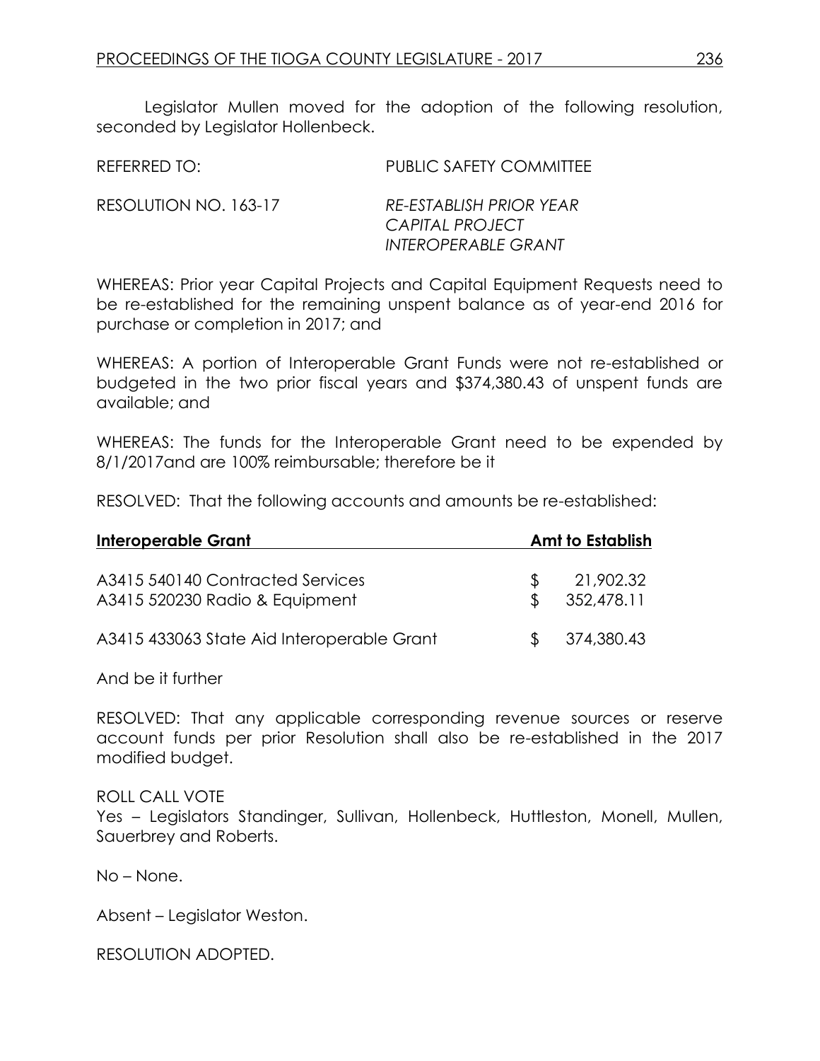Legislator Mullen moved for the adoption of the following resolution, seconded by Legislator Hollenbeck.

REFERRED TO: PUBLIC SAFETY COMMITTEE

RESOLUTION NO. 163-17 *RE-ESTABLISH PRIOR YEAR CAPITAL PROJECT INTEROPERABLE GRANT*

WHEREAS: Prior year Capital Projects and Capital Equipment Requests need to be re-established for the remaining unspent balance as of year-end 2016 for purchase or completion in 2017; and

WHEREAS: A portion of Interoperable Grant Funds were not re-established or budgeted in the two prior fiscal years and $374,380.43 of unspent funds are available; and

WHEREAS: The funds for the Interoperable Grant need to be expended by 8/1/2017and are 100% reimbursable; therefore be it

RESOLVED: That the following accounts and amounts be re-established:

| **Interoperable Grant** | **Amt to Establish** |
|---|---|
| A3415 540140 Contracted Services | $ 21,902.32 |
| A3415 520230 Radio & Equipment | $ 352,478.11 |
| A3415 433063 State Aid Interoperable Grant | $ 374,380.43 |

And be it further

RESOLVED: That any applicable corresponding revenue sources or reserve account funds per prior Resolution shall also be re-established in the 2017 modified budget.

ROLL CALL VOTE
Yes – Legislators Standinger, Sullivan, Hollenbeck, Huttleston, Monell, Mullen, Sauerbrey and Roberts.

No – None.

Absent – Legislator Weston.

RESOLUTION ADOPTED.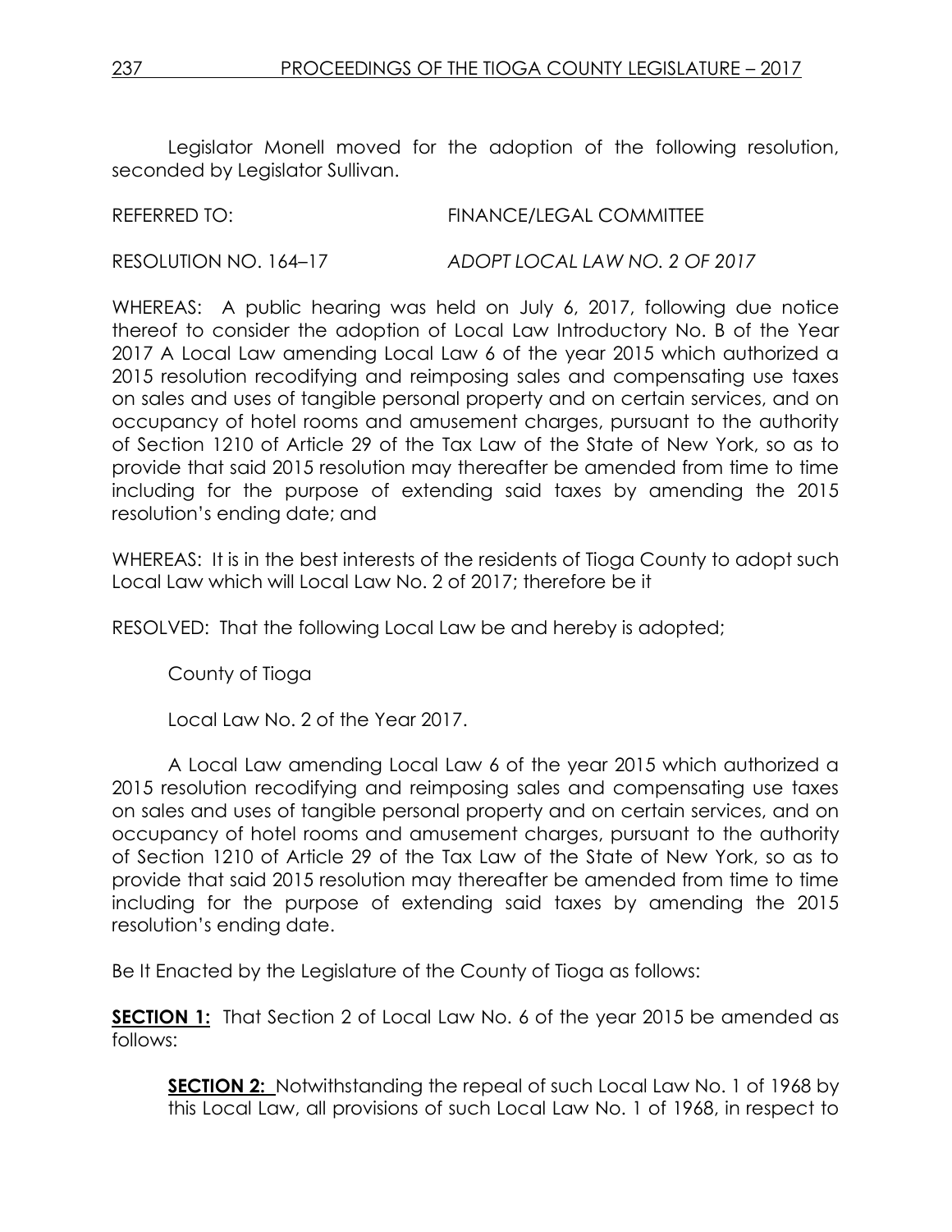Legislator Monell moved for the adoption of the following resolution, seconded by Legislator Sullivan.

REFERRED TO: FINANCE/LEGAL COMMITTEE

RESOLUTION NO. 164–17 *ADOPT LOCAL LAW NO. 2 OF 2017*

WHEREAS: A public hearing was held on July 6, 2017, following due notice thereof to consider the adoption of Local Law Introductory No. B of the Year 2017 A Local Law amending Local Law 6 of the year 2015 which authorized a 2015 resolution recodifying and reimposing sales and compensating use taxes on sales and uses of tangible personal property and on certain services, and on occupancy of hotel rooms and amusement charges, pursuant to the authority of Section 1210 of Article 29 of the Tax Law of the State of New York, so as to provide that said 2015 resolution may thereafter be amended from time to time including for the purpose of extending said taxes by amending the 2015 resolution's ending date; and

WHEREAS: It is in the best interests of the residents of Tioga County to adopt such Local Law which will Local Law No. 2 of 2017; therefore be it

RESOLVED: That the following Local Law be and hereby is adopted;

County of Tioga

Local Law No. 2 of the Year 2017.

A Local Law amending Local Law 6 of the year 2015 which authorized a 2015 resolution recodifying and reimposing sales and compensating use taxes on sales and uses of tangible personal property and on certain services, and on occupancy of hotel rooms and amusement charges, pursuant to the authority of Section 1210 of Article 29 of the Tax Law of the State of New York, so as to provide that said 2015 resolution may thereafter be amended from time to time including for the purpose of extending said taxes by amending the 2015 resolution's ending date.

Be It Enacted by the Legislature of the County of Tioga as follows:

**SECTION 1:** That Section 2 of Local Law No. 6 of the year 2015 be amended as follows:

> **SECTION 2:** Notwithstanding the repeal of such Local Law No. 1 of 1968 by this Local Law, all provisions of such Local Law No. 1 of 1968, in respect to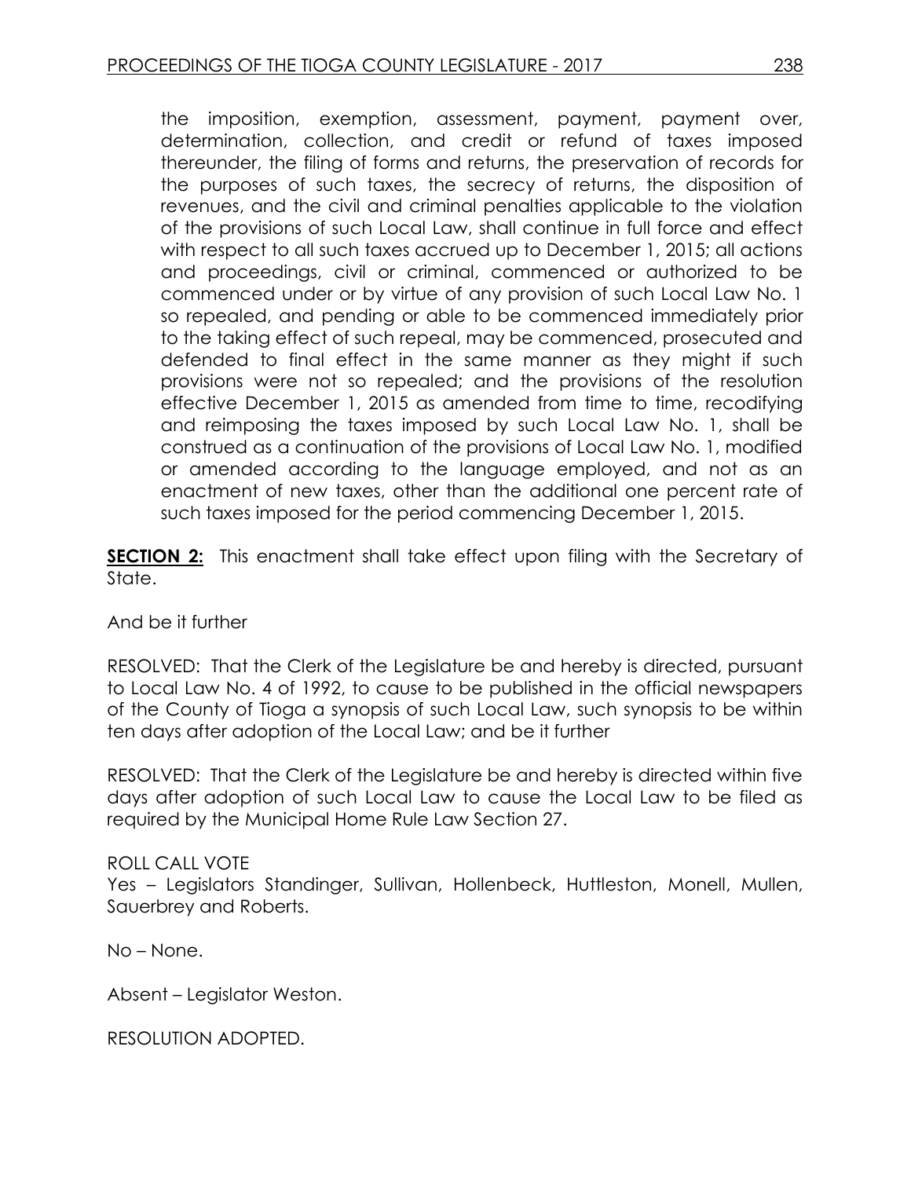the imposition, exemption, assessment, payment, payment over, determination, collection, and credit or refund of taxes imposed thereunder, the filing of forms and returns, the preservation of records for the purposes of such taxes, the secrecy of returns, the disposition of revenues, and the civil and criminal penalties applicable to the violation of the provisions of such Local Law, shall continue in full force and effect with respect to all such taxes accrued up to December 1, 2015; all actions and proceedings, civil or criminal, commenced or authorized to be commenced under or by virtue of any provision of such Local Law No. 1 so repealed, and pending or able to be commenced immediately prior to the taking effect of such repeal, may be commenced, prosecuted and defended to final effect in the same manner as they might if such provisions were not so repealed; and the provisions of the resolution effective December 1, 2015 as amended from time to time, recodifying and reimposing the taxes imposed by such Local Law No. 1, shall be construed as a continuation of the provisions of Local Law No. 1, modified or amended according to the language employed, and not as an enactment of new taxes, other than the additional one percent rate of such taxes imposed for the period commencing December 1, 2015.

**SECTION 2:** This enactment shall take effect upon filing with the Secretary of State.

And be it further

RESOLVED: That the Clerk of the Legislature be and hereby is directed, pursuant to Local Law No. 4 of 1992, to cause to be published in the official newspapers of the County of Tioga a synopsis of such Local Law, such synopsis to be within ten days after adoption of the Local Law; and be it further

RESOLVED: That the Clerk of the Legislature be and hereby is directed within five days after adoption of such Local Law to cause the Local Law to be filed as required by the Municipal Home Rule Law Section 27.

ROLL CALL VOTE
Yes – Legislators Standinger, Sullivan, Hollenbeck, Huttleston, Monell, Mullen, Sauerbrey and Roberts.

No – None.

Absent – Legislator Weston.

RESOLUTION ADOPTED.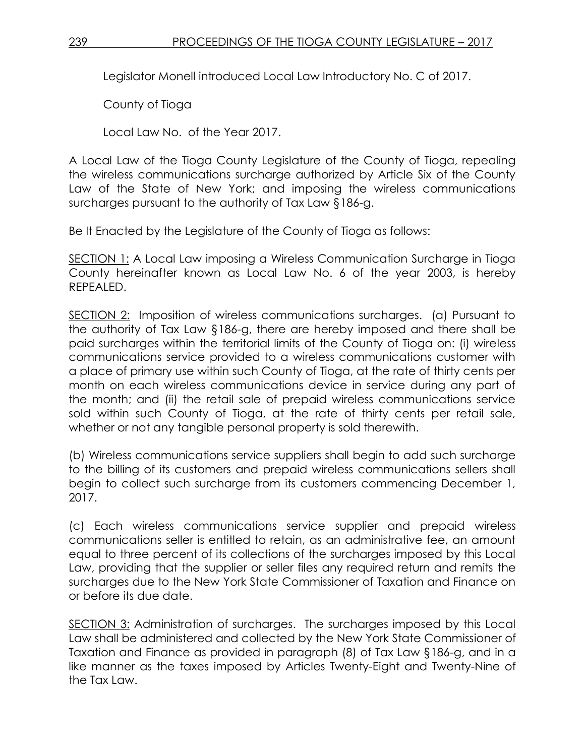Legislator Monell introduced Local Law Introductory No. C of 2017.

County of Tioga

Local Law No. of the Year 2017.

A Local Law of the Tioga County Legislature of the County of Tioga, repealing the wireless communications surcharge authorized by Article Six of the County Law of the State of New York; and imposing the wireless communications surcharges pursuant to the authority of Tax Law §186-g.

Be It Enacted by the Legislature of the County of Tioga as follows:

SECTION 1: A Local Law imposing a Wireless Communication Surcharge in Tioga County hereinafter known as Local Law No. 6 of the year 2003, is hereby REPEALED.

SECTION 2: Imposition of wireless communications surcharges. (a) Pursuant to the authority of Tax Law §186-g, there are hereby imposed and there shall be paid surcharges within the territorial limits of the County of Tioga on: (i) wireless communications service provided to a wireless communications customer with a place of primary use within such County of Tioga, at the rate of thirty cents per month on each wireless communications device in service during any part of the month; and (ii) the retail sale of prepaid wireless communications service sold within such County of Tioga, at the rate of thirty cents per retail sale, whether or not any tangible personal property is sold therewith.

(b) Wireless communications service suppliers shall begin to add such surcharge to the billing of its customers and prepaid wireless communications sellers shall begin to collect such surcharge from its customers commencing December 1, 2017.

(c) Each wireless communications service supplier and prepaid wireless communications seller is entitled to retain, as an administrative fee, an amount equal to three percent of its collections of the surcharges imposed by this Local Law, providing that the supplier or seller files any required return and remits the surcharges due to the New York State Commissioner of Taxation and Finance on or before its due date.

SECTION 3: Administration of surcharges. The surcharges imposed by this Local Law shall be administered and collected by the New York State Commissioner of Taxation and Finance as provided in paragraph (8) of Tax Law §186-g, and in a like manner as the taxes imposed by Articles Twenty-Eight and Twenty-Nine of the Tax Law.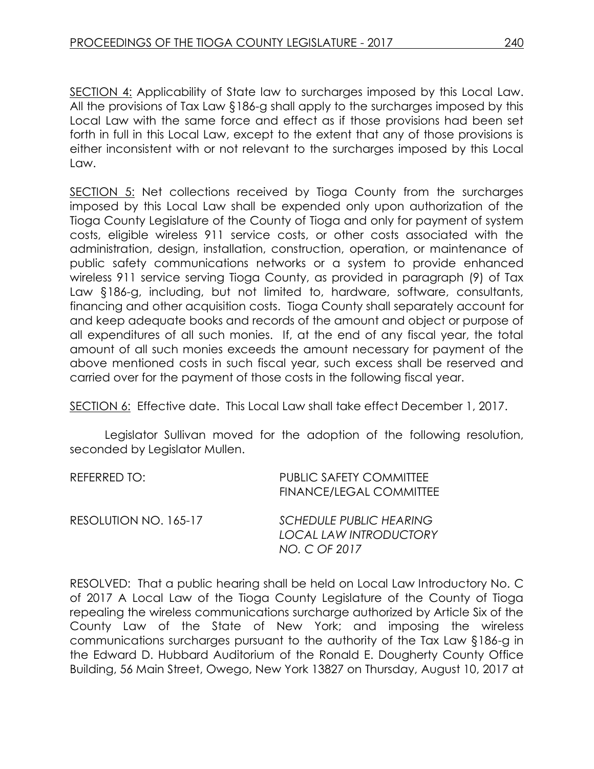<u>SECTION 4:</u> Applicability of State law to surcharges imposed by this Local Law. All the provisions of Tax Law §186-g shall apply to the surcharges imposed by this Local Law with the same force and effect as if those provisions had been set forth in full in this Local Law, except to the extent that any of those provisions is either inconsistent with or not relevant to the surcharges imposed by this Local Law.

<u>SECTION 5:</u> Net collections received by Tioga County from the surcharges imposed by this Local Law shall be expended only upon authorization of the Tioga County Legislature of the County of Tioga and only for payment of system costs, eligible wireless 911 service costs, or other costs associated with the administration, design, installation, construction, operation, or maintenance of public safety communications networks or a system to provide enhanced wireless 911 service serving Tioga County, as provided in paragraph (9) of Tax Law §186-g, including, but not limited to, hardware, software, consultants, financing and other acquisition costs. Tioga County shall separately account for and keep adequate books and records of the amount and object or purpose of all expenditures of all such monies. If, at the end of any fiscal year, the total amount of all such monies exceeds the amount necessary for payment of the above mentioned costs in such fiscal year, such excess shall be reserved and carried over for the payment of those costs in the following fiscal year.

<u>SECTION 6:</u> Effective date. This Local Law shall take effect December 1, 2017.

Legislator Sullivan moved for the adoption of the following resolution, seconded by Legislator Mullen.

REFERRED TO: PUBLIC SAFETY COMMITTEE
FINANCE/LEGAL COMMITTEE

RESOLUTION NO. 165-17 *SCHEDULE PUBLIC HEARING LOCAL LAW INTRODUCTORY NO. C OF 2017*

RESOLVED: That a public hearing shall be held on Local Law Introductory No. C of 2017 A Local Law of the Tioga County Legislature of the County of Tioga repealing the wireless communications surcharge authorized by Article Six of the County Law of the State of New York; and imposing the wireless communications surcharges pursuant to the authority of the Tax Law §186-g in the Edward D. Hubbard Auditorium of the Ronald E. Dougherty County Office Building, 56 Main Street, Owego, New York 13827 on Thursday, August 10, 2017 at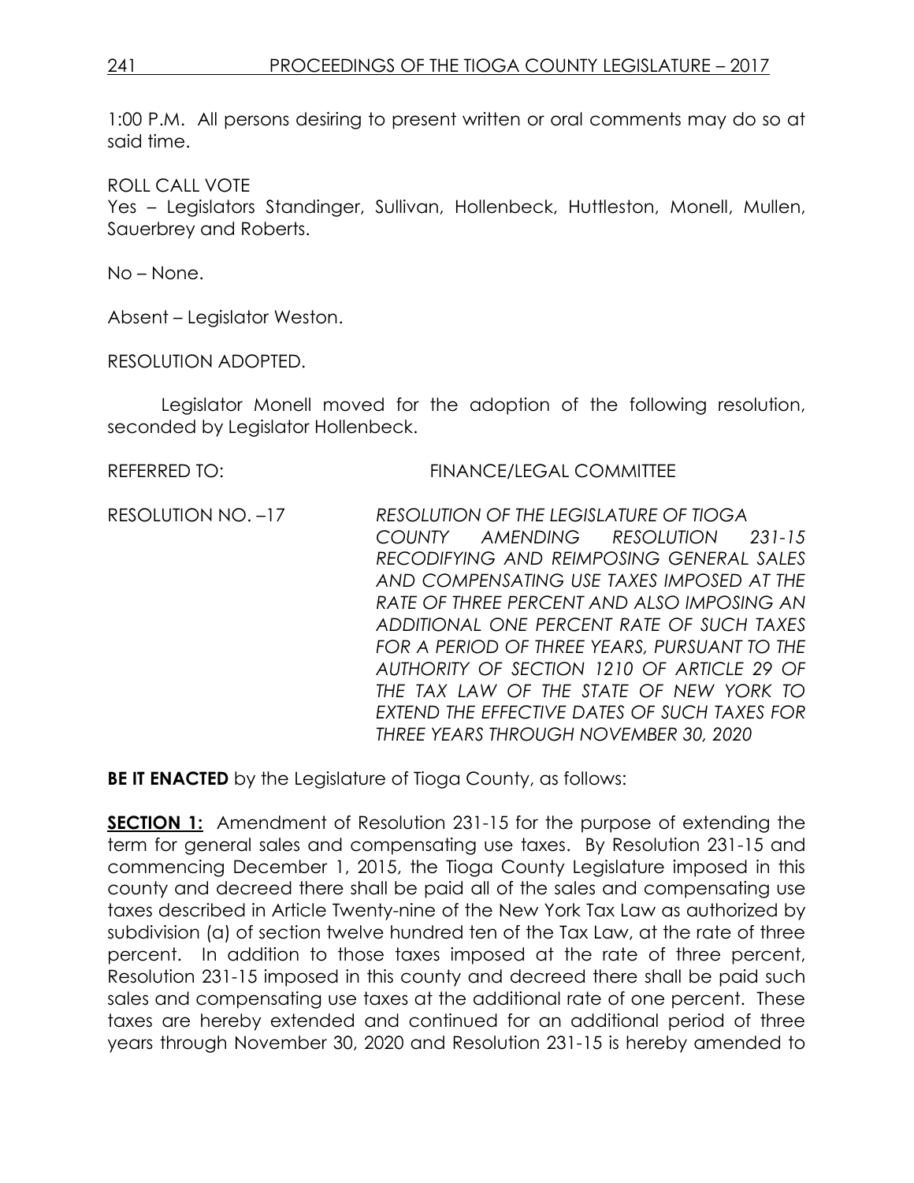1:00 P.M. All persons desiring to present written or oral comments may do so at said time.

ROLL CALL VOTE
Yes – Legislators Standinger, Sullivan, Hollenbeck, Huttleston, Monell, Mullen, Sauerbrey and Roberts.

No – None.

Absent – Legislator Weston.

RESOLUTION ADOPTED.

Legislator Monell moved for the adoption of the following resolution, seconded by Legislator Hollenbeck.

REFERRED TO: FINANCE/LEGAL COMMITTEE

RESOLUTION NO. –17 *RESOLUTION OF THE LEGISLATURE OF TIOGA COUNTY AMENDING RESOLUTION 231-15 RECODIFYING AND REIMPOSING GENERAL SALES AND COMPENSATING USE TAXES IMPOSED AT THE RATE OF THREE PERCENT AND ALSO IMPOSING AN ADDITIONAL ONE PERCENT RATE OF SUCH TAXES FOR A PERIOD OF THREE YEARS, PURSUANT TO THE AUTHORITY OF SECTION 1210 OF ARTICLE 29 OF THE TAX LAW OF THE STATE OF NEW YORK TO EXTEND THE EFFECTIVE DATES OF SUCH TAXES FOR THREE YEARS THROUGH NOVEMBER 30, 2020*

**BE IT ENACTED** by the Legislature of Tioga County, as follows:

**SECTION 1:** Amendment of Resolution 231-15 for the purpose of extending the term for general sales and compensating use taxes. By Resolution 231-15 and commencing December 1, 2015, the Tioga County Legislature imposed in this county and decreed there shall be paid all of the sales and compensating use taxes described in Article Twenty-nine of the New York Tax Law as authorized by subdivision (a) of section twelve hundred ten of the Tax Law, at the rate of three percent. In addition to those taxes imposed at the rate of three percent, Resolution 231-15 imposed in this county and decreed there shall be paid such sales and compensating use taxes at the additional rate of one percent. These taxes are hereby extended and continued for an additional period of three years through November 30, 2020 and Resolution 231-15 is hereby amended to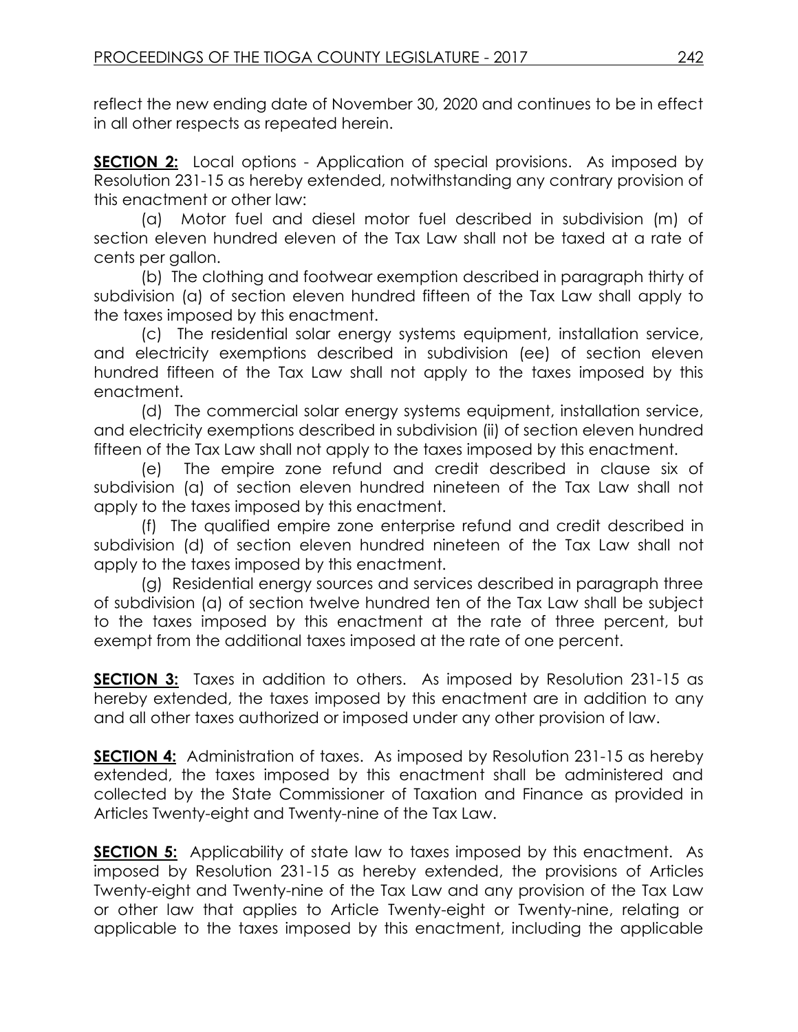reflect the new ending date of November 30, 2020 and continues to be in effect in all other respects as repeated herein.

**SECTION 2:** Local options - Application of special provisions. As imposed by Resolution 231-15 as hereby extended, notwithstanding any contrary provision of this enactment or other law:

(a) Motor fuel and diesel motor fuel described in subdivision (m) of section eleven hundred eleven of the Tax Law shall not be taxed at a rate of cents per gallon.

(b) The clothing and footwear exemption described in paragraph thirty of subdivision (a) of section eleven hundred fifteen of the Tax Law shall apply to the taxes imposed by this enactment.

(c) The residential solar energy systems equipment, installation service, and electricity exemptions described in subdivision (ee) of section eleven hundred fifteen of the Tax Law shall not apply to the taxes imposed by this enactment.

(d) The commercial solar energy systems equipment, installation service, and electricity exemptions described in subdivision (ii) of section eleven hundred fifteen of the Tax Law shall not apply to the taxes imposed by this enactment.

(e) The empire zone refund and credit described in clause six of subdivision (a) of section eleven hundred nineteen of the Tax Law shall not apply to the taxes imposed by this enactment.

(f) The qualified empire zone enterprise refund and credit described in subdivision (d) of section eleven hundred nineteen of the Tax Law shall not apply to the taxes imposed by this enactment.

(g) Residential energy sources and services described in paragraph three of subdivision (a) of section twelve hundred ten of the Tax Law shall be subject to the taxes imposed by this enactment at the rate of three percent, but exempt from the additional taxes imposed at the rate of one percent.

**SECTION 3:** Taxes in addition to others. As imposed by Resolution 231-15 as hereby extended, the taxes imposed by this enactment are in addition to any and all other taxes authorized or imposed under any other provision of law.

**SECTION 4:** Administration of taxes. As imposed by Resolution 231-15 as hereby extended, the taxes imposed by this enactment shall be administered and collected by the State Commissioner of Taxation and Finance as provided in Articles Twenty-eight and Twenty-nine of the Tax Law.

**SECTION 5:** Applicability of state law to taxes imposed by this enactment. As imposed by Resolution 231-15 as hereby extended, the provisions of Articles Twenty-eight and Twenty-nine of the Tax Law and any provision of the Tax Law or other law that applies to Article Twenty-eight or Twenty-nine, relating or applicable to the taxes imposed by this enactment, including the applicable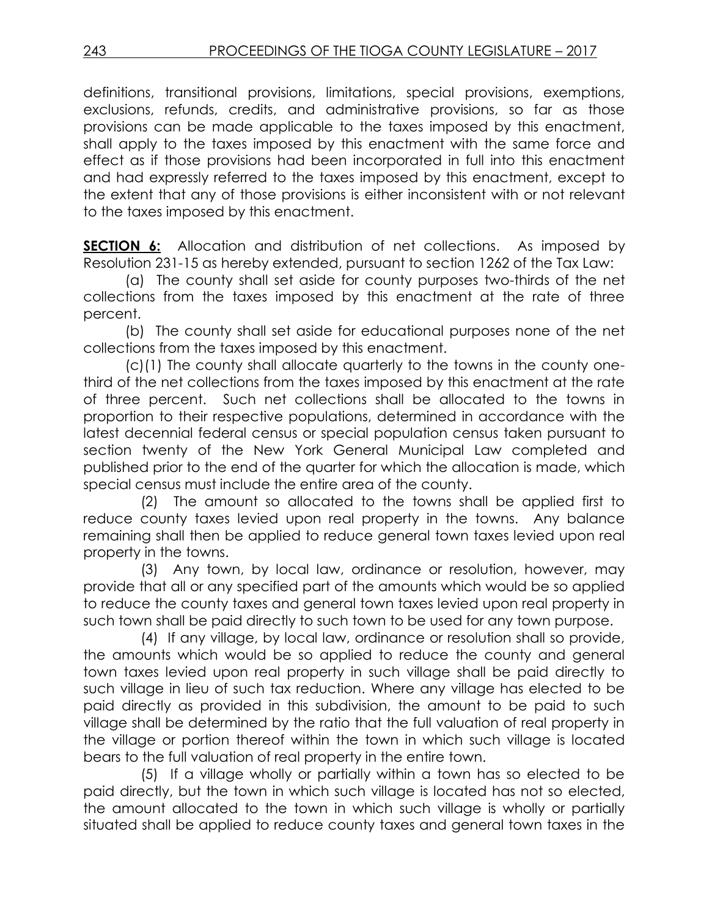definitions, transitional provisions, limitations, special provisions, exemptions, exclusions, refunds, credits, and administrative provisions, so far as those provisions can be made applicable to the taxes imposed by this enactment, shall apply to the taxes imposed by this enactment with the same force and effect as if those provisions had been incorporated in full into this enactment and had expressly referred to the taxes imposed by this enactment, except to the extent that any of those provisions is either inconsistent with or not relevant to the taxes imposed by this enactment.

**SECTION 6:** Allocation and distribution of net collections. As imposed by Resolution 231-15 as hereby extended, pursuant to section 1262 of the Tax Law:

(a) The county shall set aside for county purposes two-thirds of the net collections from the taxes imposed by this enactment at the rate of three percent.

(b) The county shall set aside for educational purposes none of the net collections from the taxes imposed by this enactment.

(c)(1) The county shall allocate quarterly to the towns in the county one-third of the net collections from the taxes imposed by this enactment at the rate of three percent. Such net collections shall be allocated to the towns in proportion to their respective populations, determined in accordance with the latest decennial federal census or special population census taken pursuant to section twenty of the New York General Municipal Law completed and published prior to the end of the quarter for which the allocation is made, which special census must include the entire area of the county.

(2) The amount so allocated to the towns shall be applied first to reduce county taxes levied upon real property in the towns. Any balance remaining shall then be applied to reduce general town taxes levied upon real property in the towns.

(3) Any town, by local law, ordinance or resolution, however, may provide that all or any specified part of the amounts which would be so applied to reduce the county taxes and general town taxes levied upon real property in such town shall be paid directly to such town to be used for any town purpose.

(4) If any village, by local law, ordinance or resolution shall so provide, the amounts which would be so applied to reduce the county and general town taxes levied upon real property in such village shall be paid directly to such village in lieu of such tax reduction. Where any village has elected to be paid directly as provided in this subdivision, the amount to be paid to such village shall be determined by the ratio that the full valuation of real property in the village or portion thereof within the town in which such village is located bears to the full valuation of real property in the entire town.

(5) If a village wholly or partially within a town has so elected to be paid directly, but the town in which such village is located has not so elected, the amount allocated to the town in which such village is wholly or partially situated shall be applied to reduce county taxes and general town taxes in the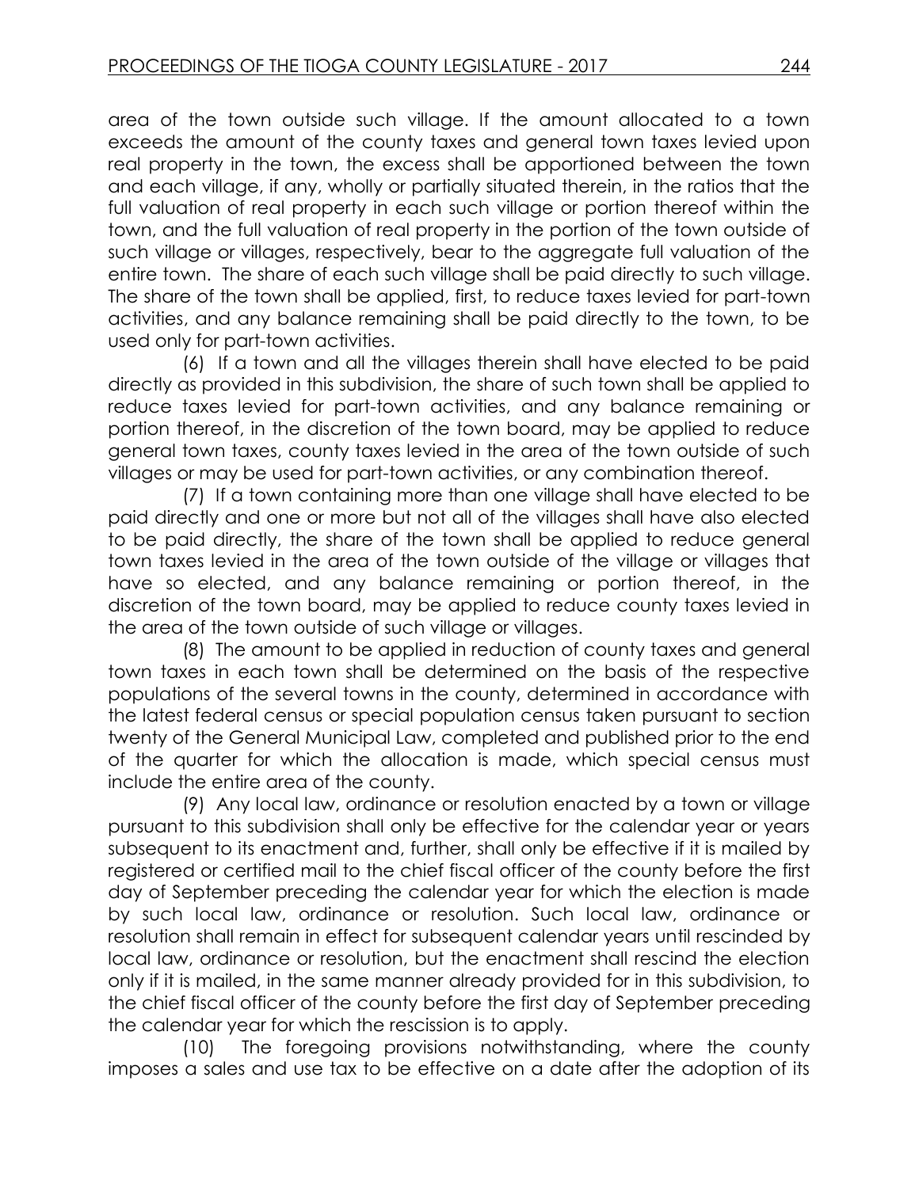area of the town outside such village. If the amount allocated to a town exceeds the amount of the county taxes and general town taxes levied upon real property in the town, the excess shall be apportioned between the town and each village, if any, wholly or partially situated therein, in the ratios that the full valuation of real property in each such village or portion thereof within the town, and the full valuation of real property in the portion of the town outside of such village or villages, respectively, bear to the aggregate full valuation of the entire town. The share of each such village shall be paid directly to such village. The share of the town shall be applied, first, to reduce taxes levied for part-town activities, and any balance remaining shall be paid directly to the town, to be used only for part-town activities.

(6) If a town and all the villages therein shall have elected to be paid directly as provided in this subdivision, the share of such town shall be applied to reduce taxes levied for part-town activities, and any balance remaining or portion thereof, in the discretion of the town board, may be applied to reduce general town taxes, county taxes levied in the area of the town outside of such villages or may be used for part-town activities, or any combination thereof.

(7) If a town containing more than one village shall have elected to be paid directly and one or more but not all of the villages shall have also elected to be paid directly, the share of the town shall be applied to reduce general town taxes levied in the area of the town outside of the village or villages that have so elected, and any balance remaining or portion thereof, in the discretion of the town board, may be applied to reduce county taxes levied in the area of the town outside of such village or villages.

(8) The amount to be applied in reduction of county taxes and general town taxes in each town shall be determined on the basis of the respective populations of the several towns in the county, determined in accordance with the latest federal census or special population census taken pursuant to section twenty of the General Municipal Law, completed and published prior to the end of the quarter for which the allocation is made, which special census must include the entire area of the county.

(9) Any local law, ordinance or resolution enacted by a town or village pursuant to this subdivision shall only be effective for the calendar year or years subsequent to its enactment and, further, shall only be effective if it is mailed by registered or certified mail to the chief fiscal officer of the county before the first day of September preceding the calendar year for which the election is made by such local law, ordinance or resolution. Such local law, ordinance or resolution shall remain in effect for subsequent calendar years until rescinded by local law, ordinance or resolution, but the enactment shall rescind the election only if it is mailed, in the same manner already provided for in this subdivision, to the chief fiscal officer of the county before the first day of September preceding the calendar year for which the rescission is to apply.

(10) The foregoing provisions notwithstanding, where the county imposes a sales and use tax to be effective on a date after the adoption of its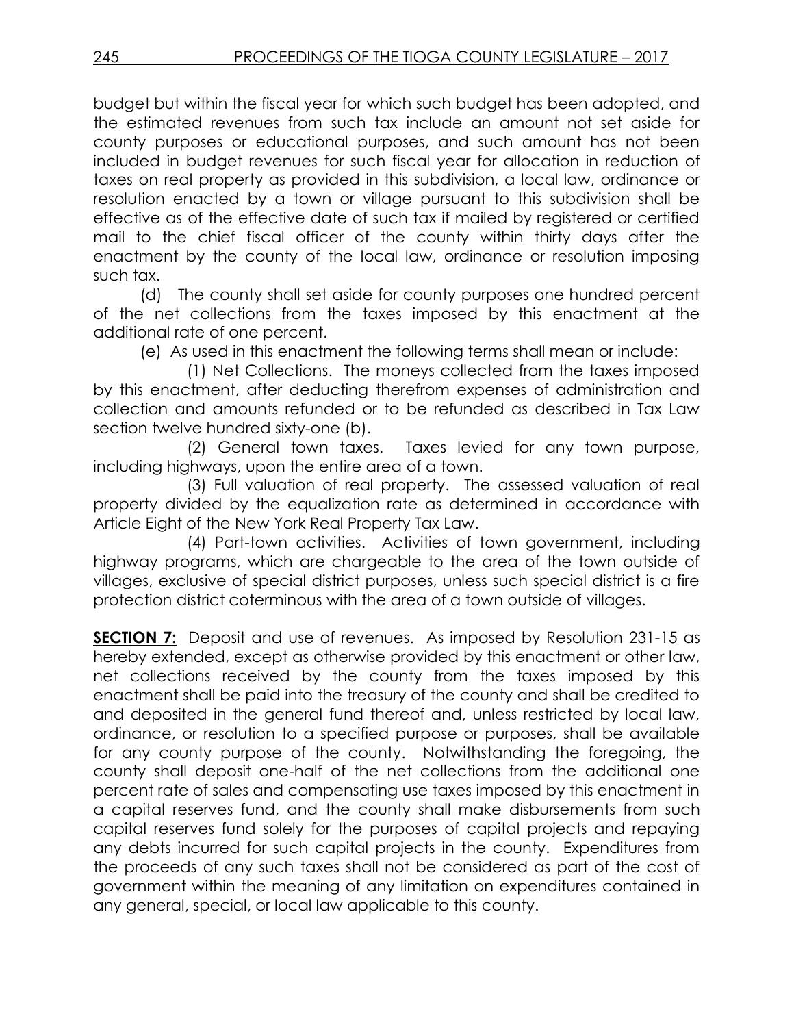budget but within the fiscal year for which such budget has been adopted, and the estimated revenues from such tax include an amount not set aside for county purposes or educational purposes, and such amount has not been included in budget revenues for such fiscal year for allocation in reduction of taxes on real property as provided in this subdivision, a local law, ordinance or resolution enacted by a town or village pursuant to this subdivision shall be effective as of the effective date of such tax if mailed by registered or certified mail to the chief fiscal officer of the county within thirty days after the enactment by the county of the local law, ordinance or resolution imposing such tax.

(d) The county shall set aside for county purposes one hundred percent of the net collections from the taxes imposed by this enactment at the additional rate of one percent.

(e) As used in this enactment the following terms shall mean or include:

(1) Net Collections. The moneys collected from the taxes imposed by this enactment, after deducting therefrom expenses of administration and collection and amounts refunded or to be refunded as described in Tax Law section twelve hundred sixty-one (b).

(2) General town taxes. Taxes levied for any town purpose, including highways, upon the entire area of a town.

(3) Full valuation of real property. The assessed valuation of real property divided by the equalization rate as determined in accordance with Article Eight of the New York Real Property Tax Law.

(4) Part-town activities. Activities of town government, including highway programs, which are chargeable to the area of the town outside of villages, exclusive of special district purposes, unless such special district is a fire protection district coterminous with the area of a town outside of villages.

**SECTION 7:** Deposit and use of revenues. As imposed by Resolution 231-15 as hereby extended, except as otherwise provided by this enactment or other law, net collections received by the county from the taxes imposed by this enactment shall be paid into the treasury of the county and shall be credited to and deposited in the general fund thereof and, unless restricted by local law, ordinance, or resolution to a specified purpose or purposes, shall be available for any county purpose of the county. Notwithstanding the foregoing, the county shall deposit one-half of the net collections from the additional one percent rate of sales and compensating use taxes imposed by this enactment in a capital reserves fund, and the county shall make disbursements from such capital reserves fund solely for the purposes of capital projects and repaying any debts incurred for such capital projects in the county. Expenditures from the proceeds of any such taxes shall not be considered as part of the cost of government within the meaning of any limitation on expenditures contained in any general, special, or local law applicable to this county.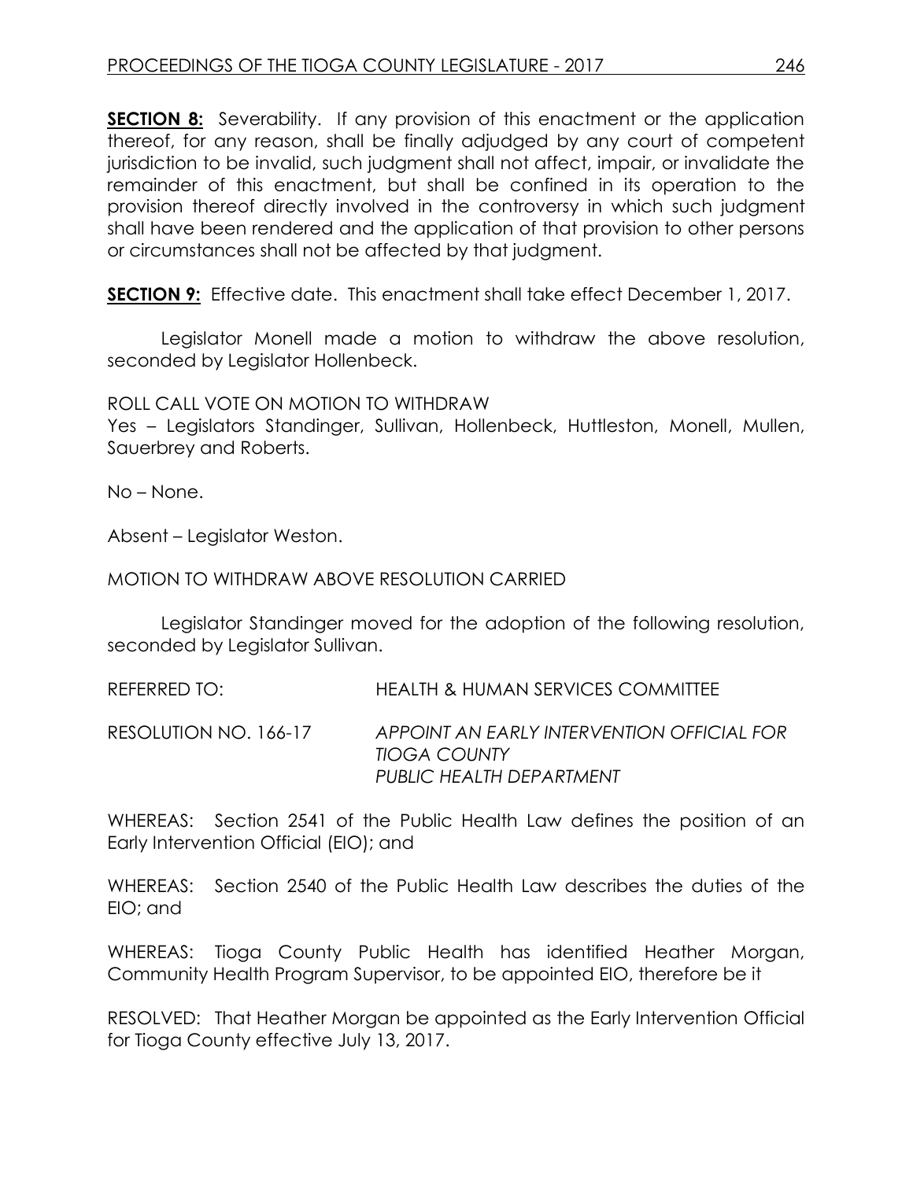**SECTION 8:** Severability. If any provision of this enactment or the application thereof, for any reason, shall be finally adjudged by any court of competent jurisdiction to be invalid, such judgment shall not affect, impair, or invalidate the remainder of this enactment, but shall be confined in its operation to the provision thereof directly involved in the controversy in which such judgment shall have been rendered and the application of that provision to other persons or circumstances shall not be affected by that judgment.

**SECTION 9:** Effective date. This enactment shall take effect December 1, 2017.

Legislator Monell made a motion to withdraw the above resolution, seconded by Legislator Hollenbeck.

ROLL CALL VOTE ON MOTION TO WITHDRAW
Yes – Legislators Standinger, Sullivan, Hollenbeck, Huttleston, Monell, Mullen, Sauerbrey and Roberts.

No – None.

Absent – Legislator Weston.

MOTION TO WITHDRAW ABOVE RESOLUTION CARRIED

Legislator Standinger moved for the adoption of the following resolution, seconded by Legislator Sullivan.

REFERRED TO: HEALTH & HUMAN SERVICES COMMITTEE

RESOLUTION NO. 166-17 *APPOINT AN EARLY INTERVENTION OFFICIAL FOR TIOGA COUNTY PUBLIC HEALTH DEPARTMENT*

WHEREAS: Section 2541 of the Public Health Law defines the position of an Early Intervention Official (EIO); and

WHEREAS: Section 2540 of the Public Health Law describes the duties of the EIO; and

WHEREAS: Tioga County Public Health has identified Heather Morgan, Community Health Program Supervisor, to be appointed EIO, therefore be it

RESOLVED: That Heather Morgan be appointed as the Early Intervention Official for Tioga County effective July 13, 2017.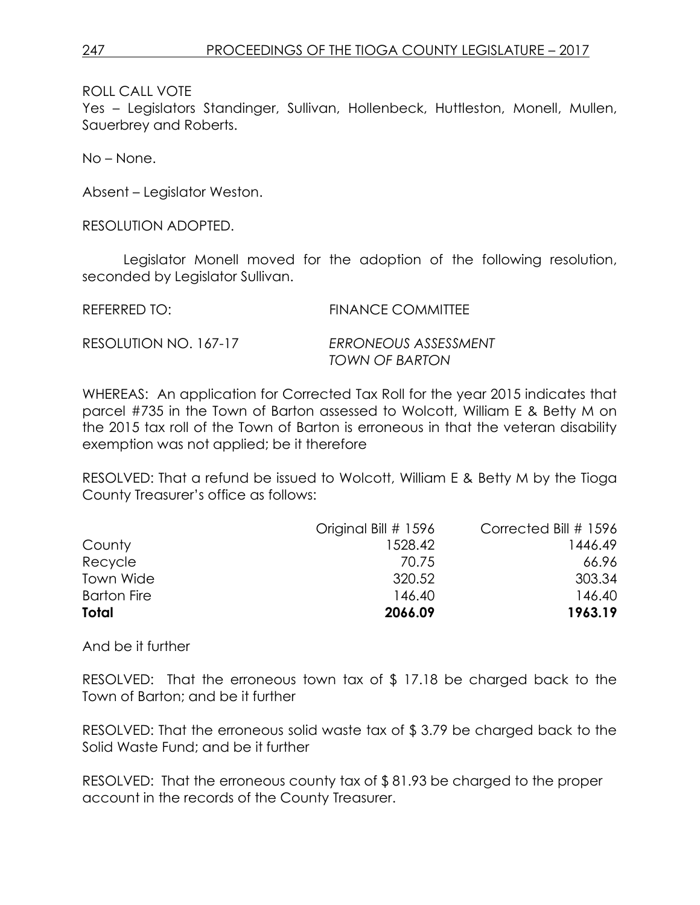ROLL CALL VOTE

Yes – Legislators Standinger, Sullivan, Hollenbeck, Huttleston, Monell, Mullen, Sauerbrey and Roberts.

No – None.

Absent – Legislator Weston.

RESOLUTION ADOPTED.

Legislator Monell moved for the adoption of the following resolution, seconded by Legislator Sullivan.

REFERRED TO: FINANCE COMMITTEE

RESOLUTION NO. 167-17 *ERRONEOUS ASSESSMENT TOWN OF BARTON*

WHEREAS: An application for Corrected Tax Roll for the year 2015 indicates that parcel #735 in the Town of Barton assessed to Wolcott, William E & Betty M on the 2015 tax roll of the Town of Barton is erroneous in that the veteran disability exemption was not applied; be it therefore

RESOLVED: That a refund be issued to Wolcott, William E & Betty M by the Tioga County Treasurer's office as follows:

| | Original Bill # 1596 | Corrected Bill # 1596 |
|---|---|---|
| County | 1528.42 | 1446.49 |
| Recycle | 70.75 | 66.96 |
| Town Wide | 320.52 | 303.34 |
| Barton Fire | 146.40 | 146.40 |
| **Total** | **2066.09** | **1963.19** |

And be it further

RESOLVED: That the erroneous town tax of $ 17.18 be charged back to the Town of Barton; and be it further

RESOLVED: That the erroneous solid waste tax of $ 3.79 be charged back to the Solid Waste Fund; and be it further

RESOLVED: That the erroneous county tax of $ 81.93 be charged to the proper account in the records of the County Treasurer.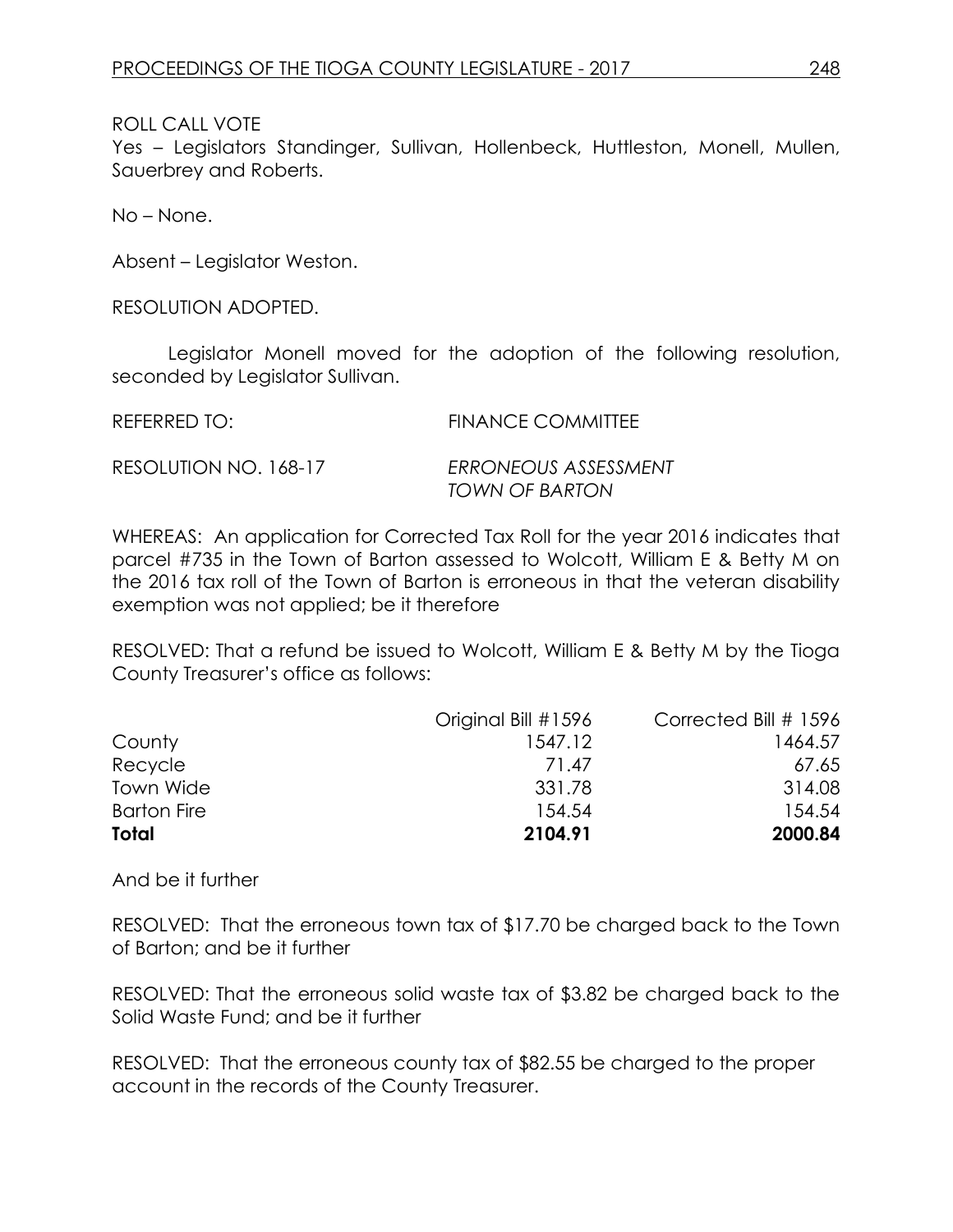ROLL CALL VOTE
Yes – Legislators Standinger, Sullivan, Hollenbeck, Huttleston, Monell, Mullen, Sauerbrey and Roberts.

No – None.

Absent – Legislator Weston.

RESOLUTION ADOPTED.

Legislator Monell moved for the adoption of the following resolution, seconded by Legislator Sullivan.

REFERRED TO: FINANCE COMMITTEE

RESOLUTION NO. 168-17 *ERRONEOUS ASSESSMENT TOWN OF BARTON*

WHEREAS: An application for Corrected Tax Roll for the year 2016 indicates that parcel #735 in the Town of Barton assessed to Wolcott, William E & Betty M on the 2016 tax roll of the Town of Barton is erroneous in that the veteran disability exemption was not applied; be it therefore

RESOLVED: That a refund be issued to Wolcott, William E & Betty M by the Tioga County Treasurer's office as follows:

| | Original Bill #1596 | Corrected Bill # 1596 |
|---|---|---|
| County | 1547.12 | 1464.57 |
| Recycle | 71.47 | 67.65 |
| Town Wide | 331.78 | 314.08 |
| Barton Fire | 154.54 | 154.54 |
| **Total** | **2104.91** | **2000.84** |

And be it further

RESOLVED: That the erroneous town tax of $17.70 be charged back to the Town of Barton; and be it further

RESOLVED: That the erroneous solid waste tax of $3.82 be charged back to the Solid Waste Fund; and be it further

RESOLVED: That the erroneous county tax of $82.55 be charged to the proper account in the records of the County Treasurer.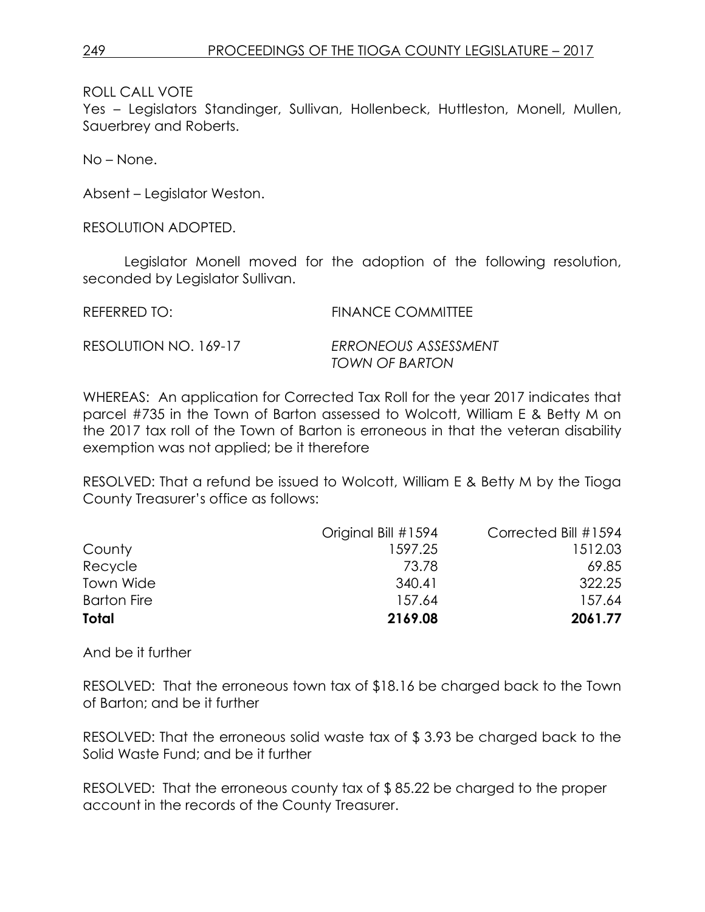ROLL CALL VOTE

Yes – Legislators Standinger, Sullivan, Hollenbeck, Huttleston, Monell, Mullen, Sauerbrey and Roberts.

No – None.

Absent – Legislator Weston.

RESOLUTION ADOPTED.

Legislator Monell moved for the adoption of the following resolution, seconded by Legislator Sullivan.

REFERRED TO: FINANCE COMMITTEE

RESOLUTION NO. 169-17 *ERRONEOUS ASSESSMENT TOWN OF BARTON*

WHEREAS: An application for Corrected Tax Roll for the year 2017 indicates that parcel #735 in the Town of Barton assessed to Wolcott, William E & Betty M on the 2017 tax roll of the Town of Barton is erroneous in that the veteran disability exemption was not applied; be it therefore

RESOLVED: That a refund be issued to Wolcott, William E & Betty M by the Tioga County Treasurer's office as follows:

| | Original Bill #1594 | Corrected Bill #1594 |
|---|---|---|
| County | 1597.25 | 1512.03 |
| Recycle | 73.78 | 69.85 |
| Town Wide | 340.41 | 322.25 |
| Barton Fire | 157.64 | 157.64 |
| **Total** | **2169.08** | **2061.77** |

And be it further

RESOLVED: That the erroneous town tax of $18.16 be charged back to the Town of Barton; and be it further

RESOLVED: That the erroneous solid waste tax of $ 3.93 be charged back to the Solid Waste Fund; and be it further

RESOLVED: That the erroneous county tax of $ 85.22 be charged to the proper account in the records of the County Treasurer.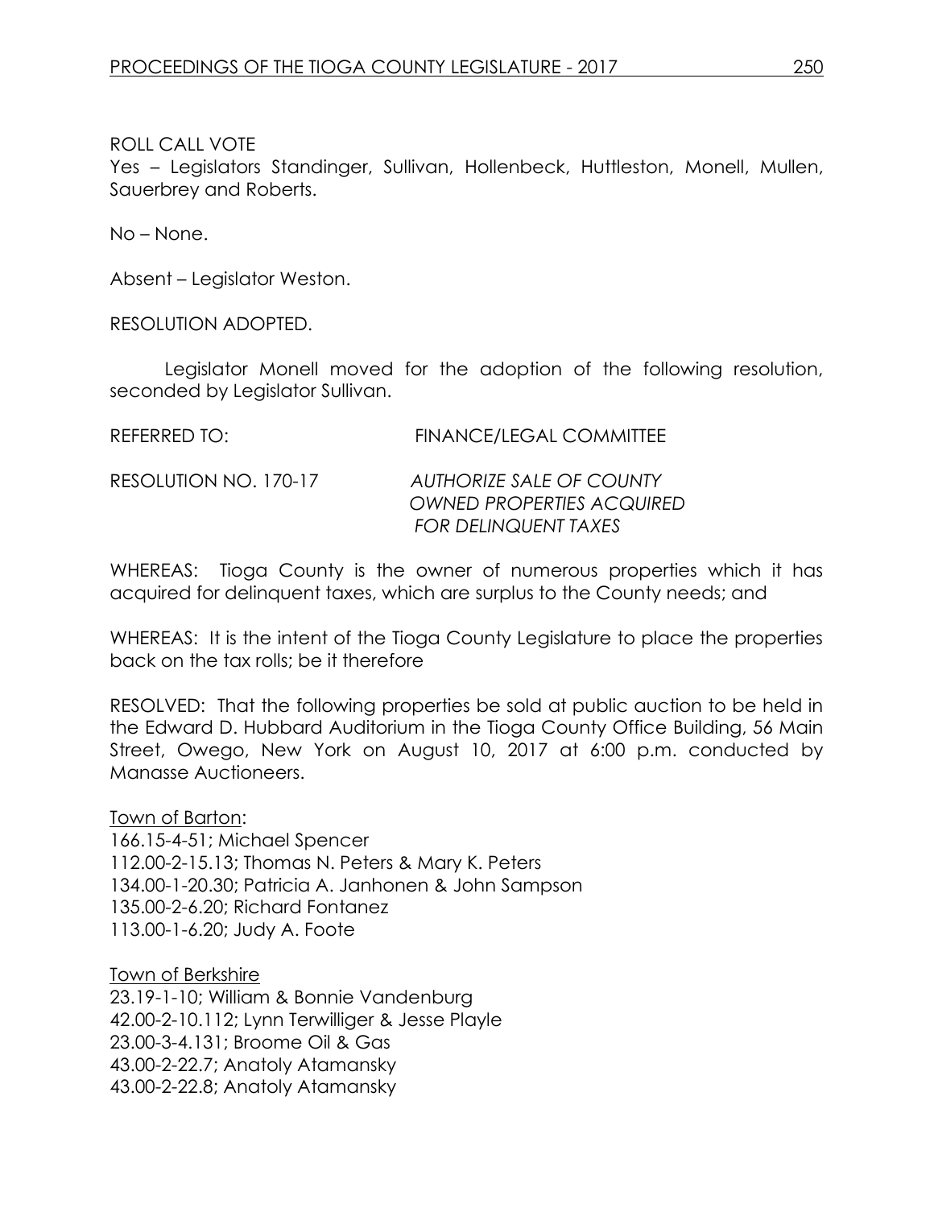ROLL CALL VOTE

Yes – Legislators Standinger, Sullivan, Hollenbeck, Huttleston, Monell, Mullen, Sauerbrey and Roberts.

No – None.

Absent – Legislator Weston.

RESOLUTION ADOPTED.

Legislator Monell moved for the adoption of the following resolution, seconded by Legislator Sullivan.

REFERRED TO: FINANCE/LEGAL COMMITTEE

RESOLUTION NO. 170-17 *AUTHORIZE SALE OF COUNTY OWNED PROPERTIES ACQUIRED FOR DELINQUENT TAXES*

WHEREAS: Tioga County is the owner of numerous properties which it has acquired for delinquent taxes, which are surplus to the County needs; and

WHEREAS: It is the intent of the Tioga County Legislature to place the properties back on the tax rolls; be it therefore

RESOLVED: That the following properties be sold at public auction to be held in the Edward D. Hubbard Auditorium in the Tioga County Office Building, 56 Main Street, Owego, New York on August 10, 2017 at 6:00 p.m. conducted by Manasse Auctioneers.

Town of Barton:
166.15-4-51; Michael Spencer
112.00-2-15.13; Thomas N. Peters & Mary K. Peters
134.00-1-20.30; Patricia A. Janhonen & John Sampson
135.00-2-6.20; Richard Fontanez
113.00-1-6.20; Judy A. Foote

Town of Berkshire
23.19-1-10; William & Bonnie Vandenburg
42.00-2-10.112; Lynn Terwilliger & Jesse Playle
23.00-3-4.131; Broome Oil & Gas
43.00-2-22.7; Anatoly Atamansky
43.00-2-22.8; Anatoly Atamansky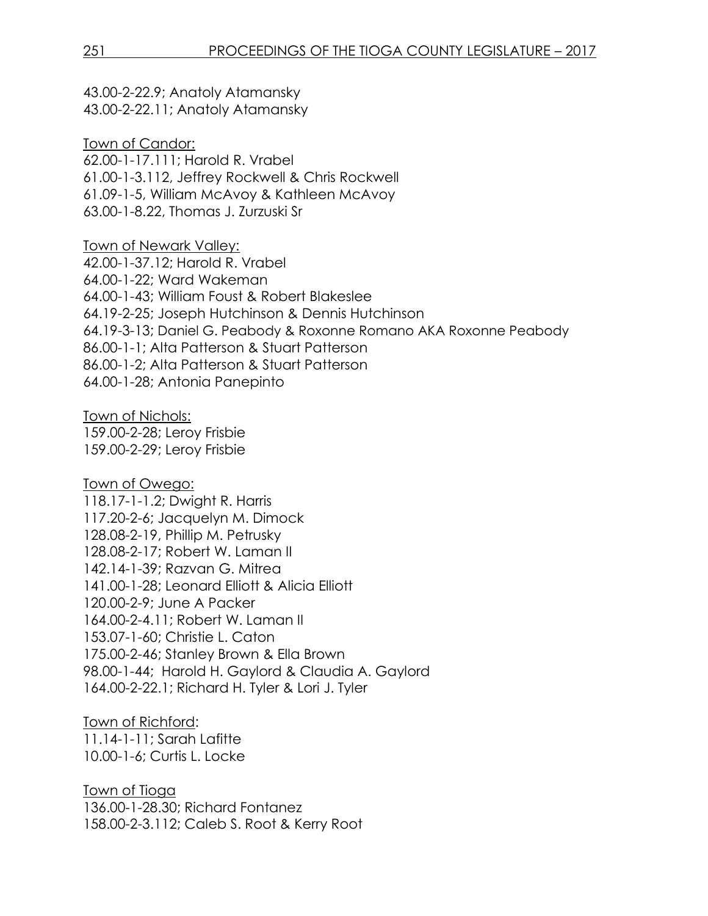43.00-2-22.9; Anatoly Atamansky
43.00-2-22.11; Anatoly Atamansky

<u>Town of Candor:</u>
62.00-1-17.111; Harold R. Vrabel
61.00-1-3.112, Jeffrey Rockwell & Chris Rockwell
61.09-1-5, William McAvoy & Kathleen McAvoy
63.00-1-8.22, Thomas J. Zurzuski Sr

<u>Town of Newark Valley:</u>
42.00-1-37.12; Harold R. Vrabel
64.00-1-22; Ward Wakeman
64.00-1-43; William Foust & Robert Blakeslee
64.19-2-25; Joseph Hutchinson & Dennis Hutchinson
64.19-3-13; Daniel G. Peabody & Roxonne Romano AKA Roxonne Peabody
86.00-1-1; Alta Patterson & Stuart Patterson
86.00-1-2; Alta Patterson & Stuart Patterson
64.00-1-28; Antonia Panepinto

<u>Town of Nichols:</u>
159.00-2-28; Leroy Frisbie
159.00-2-29; Leroy Frisbie

<u>Town of Owego:</u>
118.17-1-1.2; Dwight R. Harris
117.20-2-6; Jacquelyn M. Dimock
128.08-2-19, Phillip M. Petrusky
128.08-2-17; Robert W. Laman II
142.14-1-39; Razvan G. Mitrea
141.00-1-28; Leonard Elliott & Alicia Elliott
120.00-2-9; June A Packer
164.00-2-4.11; Robert W. Laman II
153.07-1-60; Christie L. Caton
175.00-2-46; Stanley Brown & Ella Brown
98.00-1-44; Harold H. Gaylord & Claudia A. Gaylord
164.00-2-22.1; Richard H. Tyler & Lori J. Tyler

<u>Town of Richford</u>:
11.14-1-11; Sarah Lafitte
10.00-1-6; Curtis L. Locke

<u>Town of Tioga</u>
136.00-1-28.30; Richard Fontanez
158.00-2-3.112; Caleb S. Root & Kerry Root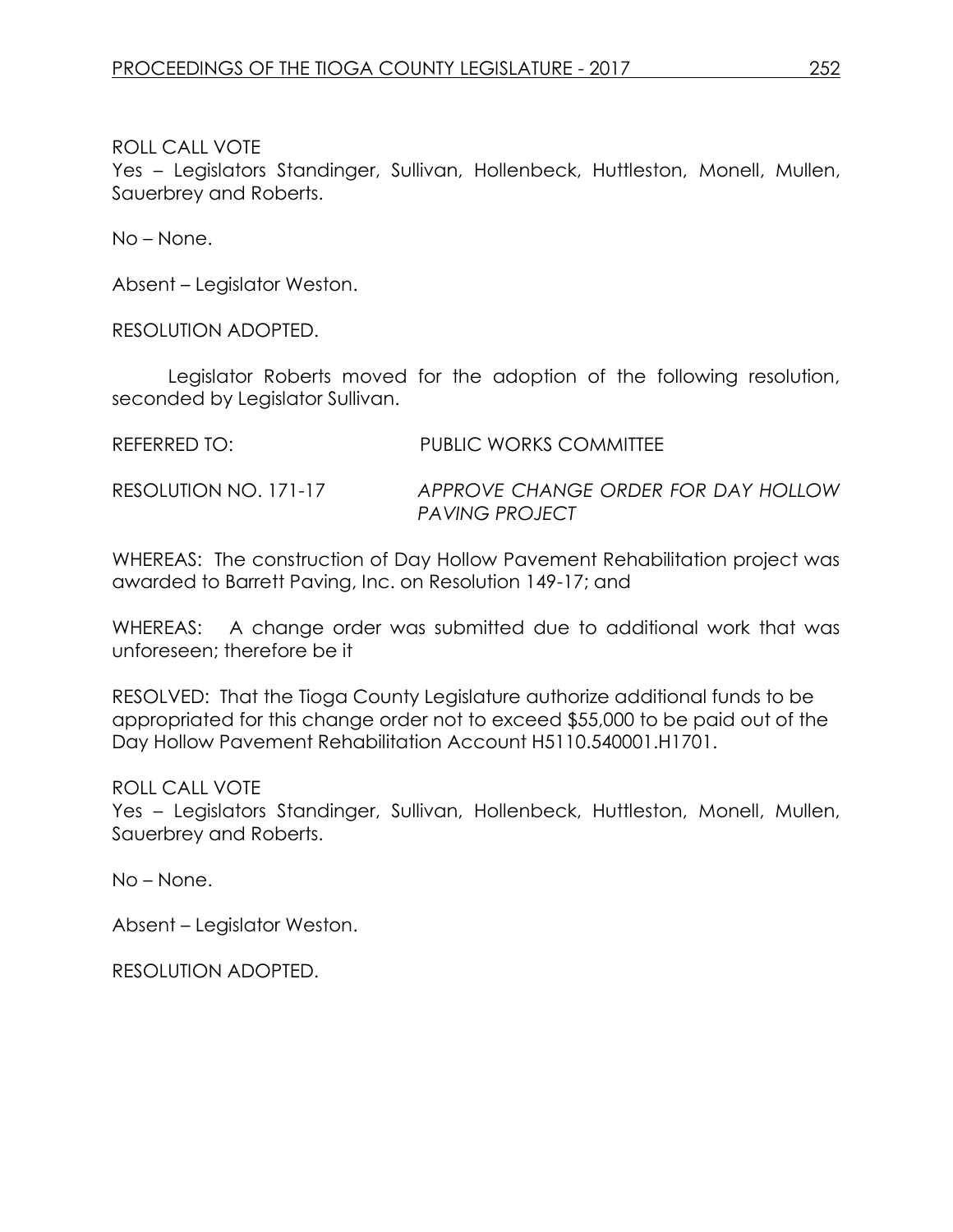ROLL CALL VOTE
Yes – Legislators Standinger, Sullivan, Hollenbeck, Huttleston, Monell, Mullen, Sauerbrey and Roberts.

No – None.

Absent – Legislator Weston.

RESOLUTION ADOPTED.

Legislator Roberts moved for the adoption of the following resolution, seconded by Legislator Sullivan.

REFERRED TO: PUBLIC WORKS COMMITTEE

RESOLUTION NO. 171-17 *APPROVE CHANGE ORDER FOR DAY HOLLOW PAVING PROJECT*

WHEREAS: The construction of Day Hollow Pavement Rehabilitation project was awarded to Barrett Paving, Inc. on Resolution 149-17; and

WHEREAS: A change order was submitted due to additional work that was unforeseen; therefore be it

RESOLVED: That the Tioga County Legislature authorize additional funds to be appropriated for this change order not to exceed $55,000 to be paid out of the Day Hollow Pavement Rehabilitation Account H5110.540001.H1701.

ROLL CALL VOTE
Yes – Legislators Standinger, Sullivan, Hollenbeck, Huttleston, Monell, Mullen, Sauerbrey and Roberts.

No – None.

Absent – Legislator Weston.

RESOLUTION ADOPTED.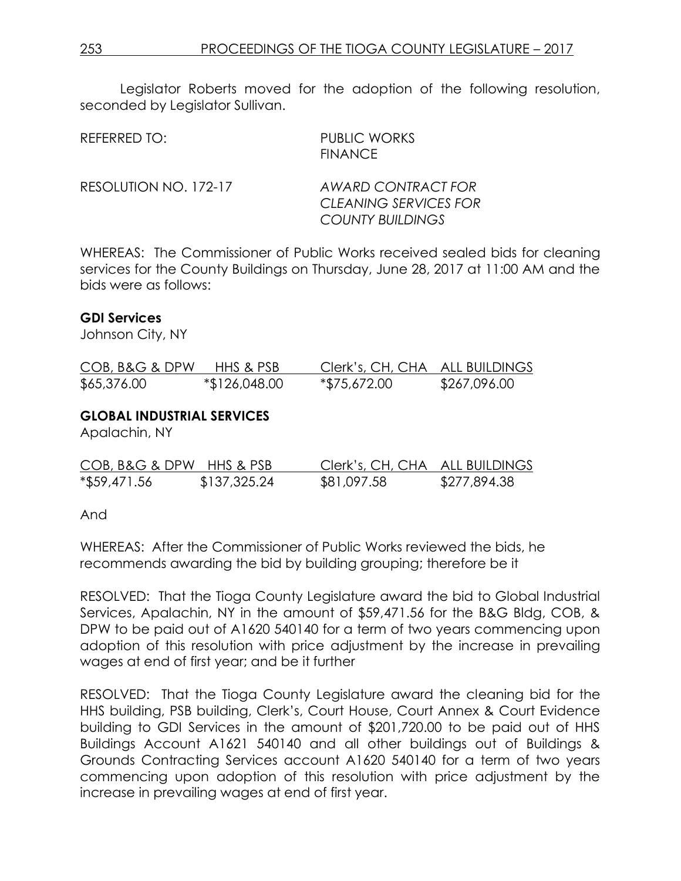Legislator Roberts moved for the adoption of the following resolution, seconded by Legislator Sullivan.

REFERRED TO: PUBLIC WORKS
FINANCE

RESOLUTION NO. 172-17 *AWARD CONTRACT FOR CLEANING SERVICES FOR COUNTY BUILDINGS*

WHEREAS: The Commissioner of Public Works received sealed bids for cleaning services for the County Buildings on Thursday, June 28, 2017 at 11:00 AM and the bids were as follows:

**GDI Services**
Johnson City, NY

| COB, B&G & DPW | HHS & PSB | Clerk's, CH, CHA | ALL BUILDINGS |
|---|---|---|---|
| $65,376.00 | *$126,048.00 | *$75,672.00 | $267,096.00 |

**GLOBAL INDUSTRIAL SERVICES**
Apalachin, NY

| COB, B&G & DPW | HHS & PSB | Clerk's, CH, CHA | ALL BUILDINGS |
|---|---|---|---|
| *$59,471.56 | $137,325.24 | $81,097.58 | $277,894.38 |

And

WHEREAS: After the Commissioner of Public Works reviewed the bids, he recommends awarding the bid by building grouping; therefore be it

RESOLVED: That the Tioga County Legislature award the bid to Global Industrial Services, Apalachin, NY in the amount of $59,471.56 for the B&G Bldg, COB, & DPW to be paid out of A1620 540140 for a term of two years commencing upon adoption of this resolution with price adjustment by the increase in prevailing wages at end of first year; and be it further

RESOLVED: That the Tioga County Legislature award the cleaning bid for the HHS building, PSB building, Clerk's, Court House, Court Annex & Court Evidence building to GDI Services in the amount of $201,720.00 to be paid out of HHS Buildings Account A1621 540140 and all other buildings out of Buildings & Grounds Contracting Services account A1620 540140 for a term of two years commencing upon adoption of this resolution with price adjustment by the increase in prevailing wages at end of first year.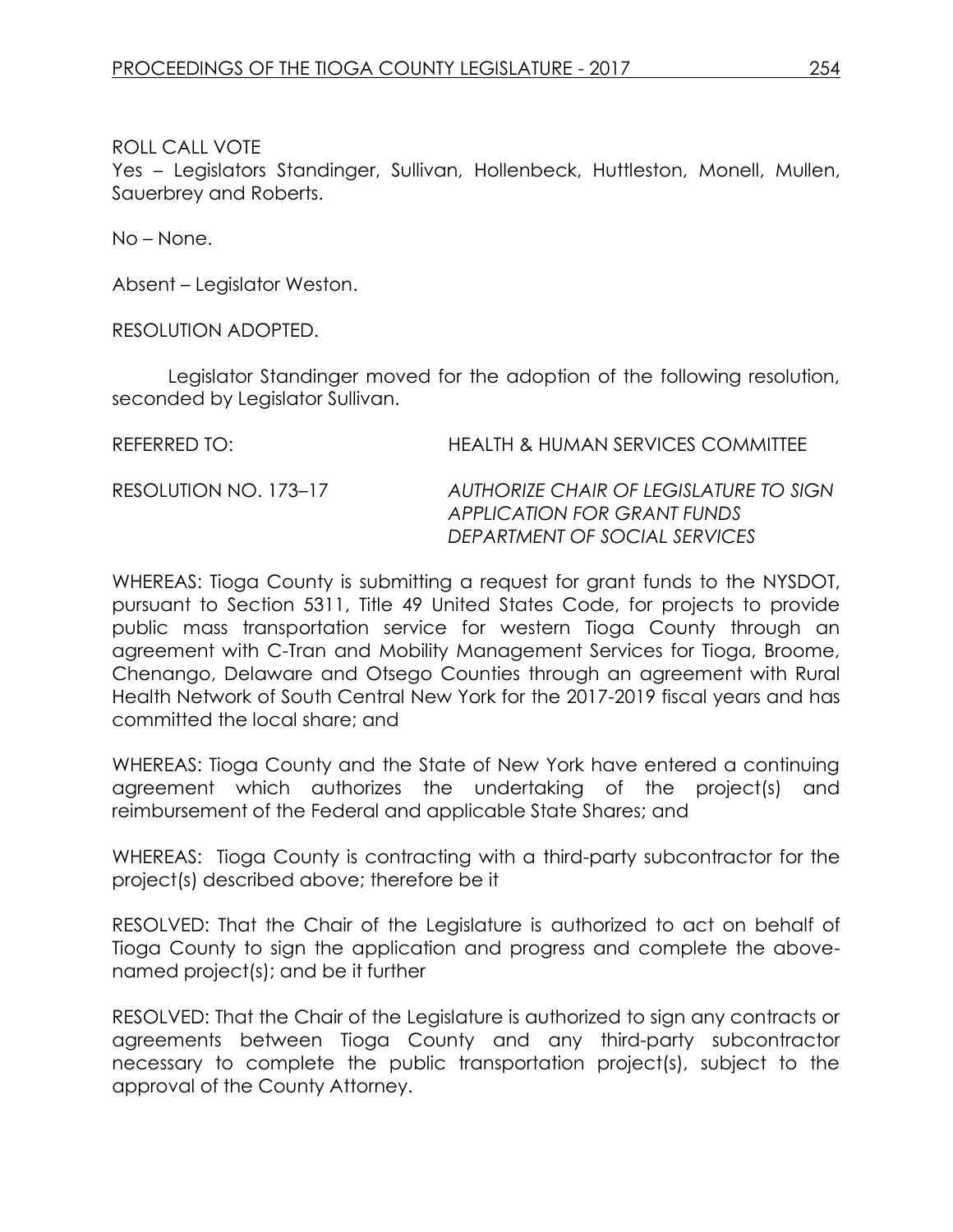ROLL CALL VOTE
Yes – Legislators Standinger, Sullivan, Hollenbeck, Huttleston, Monell, Mullen, Sauerbrey and Roberts.

No – None.

Absent – Legislator Weston.

RESOLUTION ADOPTED.

Legislator Standinger moved for the adoption of the following resolution, seconded by Legislator Sullivan.

REFERRED TO: HEALTH & HUMAN SERVICES COMMITTEE

RESOLUTION NO. 173–17 *AUTHORIZE CHAIR OF LEGISLATURE TO SIGN APPLICATION FOR GRANT FUNDS DEPARTMENT OF SOCIAL SERVICES*

WHEREAS: Tioga County is submitting a request for grant funds to the NYSDOT, pursuant to Section 5311, Title 49 United States Code, for projects to provide public mass transportation service for western Tioga County through an agreement with C-Tran and Mobility Management Services for Tioga, Broome, Chenango, Delaware and Otsego Counties through an agreement with Rural Health Network of South Central New York for the 2017-2019 fiscal years and has committed the local share; and

WHEREAS: Tioga County and the State of New York have entered a continuing agreement which authorizes the undertaking of the project(s) and reimbursement of the Federal and applicable State Shares; and

WHEREAS: Tioga County is contracting with a third-party subcontractor for the project(s) described above; therefore be it

RESOLVED: That the Chair of the Legislature is authorized to act on behalf of Tioga County to sign the application and progress and complete the above-named project(s); and be it further

RESOLVED: That the Chair of the Legislature is authorized to sign any contracts or agreements between Tioga County and any third-party subcontractor necessary to complete the public transportation project(s), subject to the approval of the County Attorney.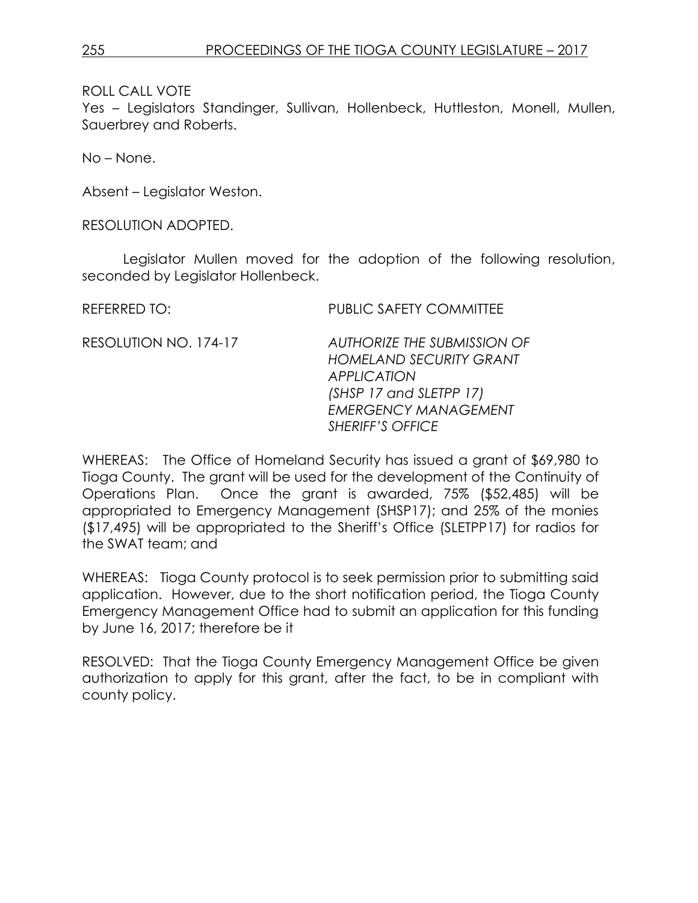ROLL CALL VOTE

Yes – Legislators Standinger, Sullivan, Hollenbeck, Huttleston, Monell, Mullen, Sauerbrey and Roberts.

No – None.

Absent – Legislator Weston.

RESOLUTION ADOPTED.

Legislator Mullen moved for the adoption of the following resolution, seconded by Legislator Hollenbeck.

REFERRED TO: PUBLIC SAFETY COMMITTEE

RESOLUTION NO. 174-17 *AUTHORIZE THE SUBMISSION OF HOMELAND SECURITY GRANT APPLICATION (SHSP 17 and SLETPP 17) EMERGENCY MANAGEMENT SHERIFF'S OFFICE*

WHEREAS: The Office of Homeland Security has issued a grant of $69,980 to Tioga County. The grant will be used for the development of the Continuity of Operations Plan. Once the grant is awarded, 75% ($52,485) will be appropriated to Emergency Management (SHSP17); and 25% of the monies ($17,495) will be appropriated to the Sheriff's Office (SLETPP17) for radios for the SWAT team; and

WHEREAS: Tioga County protocol is to seek permission prior to submitting said application. However, due to the short notification period, the Tioga County Emergency Management Office had to submit an application for this funding by June 16, 2017; therefore be it

RESOLVED: That the Tioga County Emergency Management Office be given authorization to apply for this grant, after the fact, to be in compliant with county policy.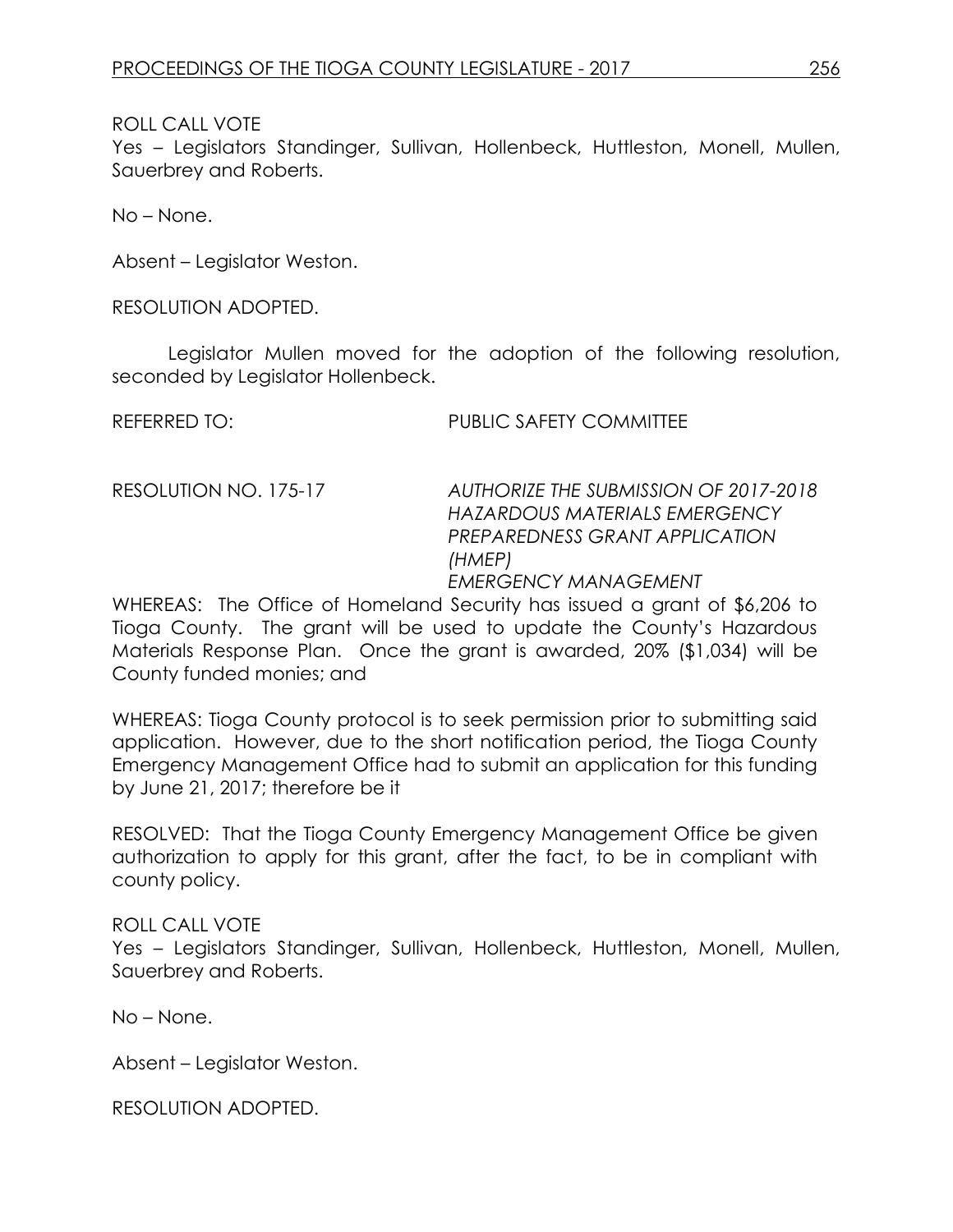ROLL CALL VOTE

Yes – Legislators Standinger, Sullivan, Hollenbeck, Huttleston, Monell, Mullen, Sauerbrey and Roberts.

No – None.

Absent – Legislator Weston.

RESOLUTION ADOPTED.

Legislator Mullen moved for the adoption of the following resolution, seconded by Legislator Hollenbeck.

REFERRED TO: PUBLIC SAFETY COMMITTEE

RESOLUTION NO. 175-17 *AUTHORIZE THE SUBMISSION OF 2017-2018 HAZARDOUS MATERIALS EMERGENCY PREPAREDNESS GRANT APPLICATION (HMEP)*
*EMERGENCY MANAGEMENT*

WHEREAS: The Office of Homeland Security has issued a grant of $6,206 to Tioga County. The grant will be used to update the County's Hazardous Materials Response Plan. Once the grant is awarded, 20% ($1,034) will be County funded monies; and

WHEREAS: Tioga County protocol is to seek permission prior to submitting said application. However, due to the short notification period, the Tioga County Emergency Management Office had to submit an application for this funding by June 21, 2017; therefore be it

RESOLVED: That the Tioga County Emergency Management Office be given authorization to apply for this grant, after the fact, to be in compliant with county policy.

ROLL CALL VOTE

Yes – Legislators Standinger, Sullivan, Hollenbeck, Huttleston, Monell, Mullen, Sauerbrey and Roberts.

No – None.

Absent – Legislator Weston.

RESOLUTION ADOPTED.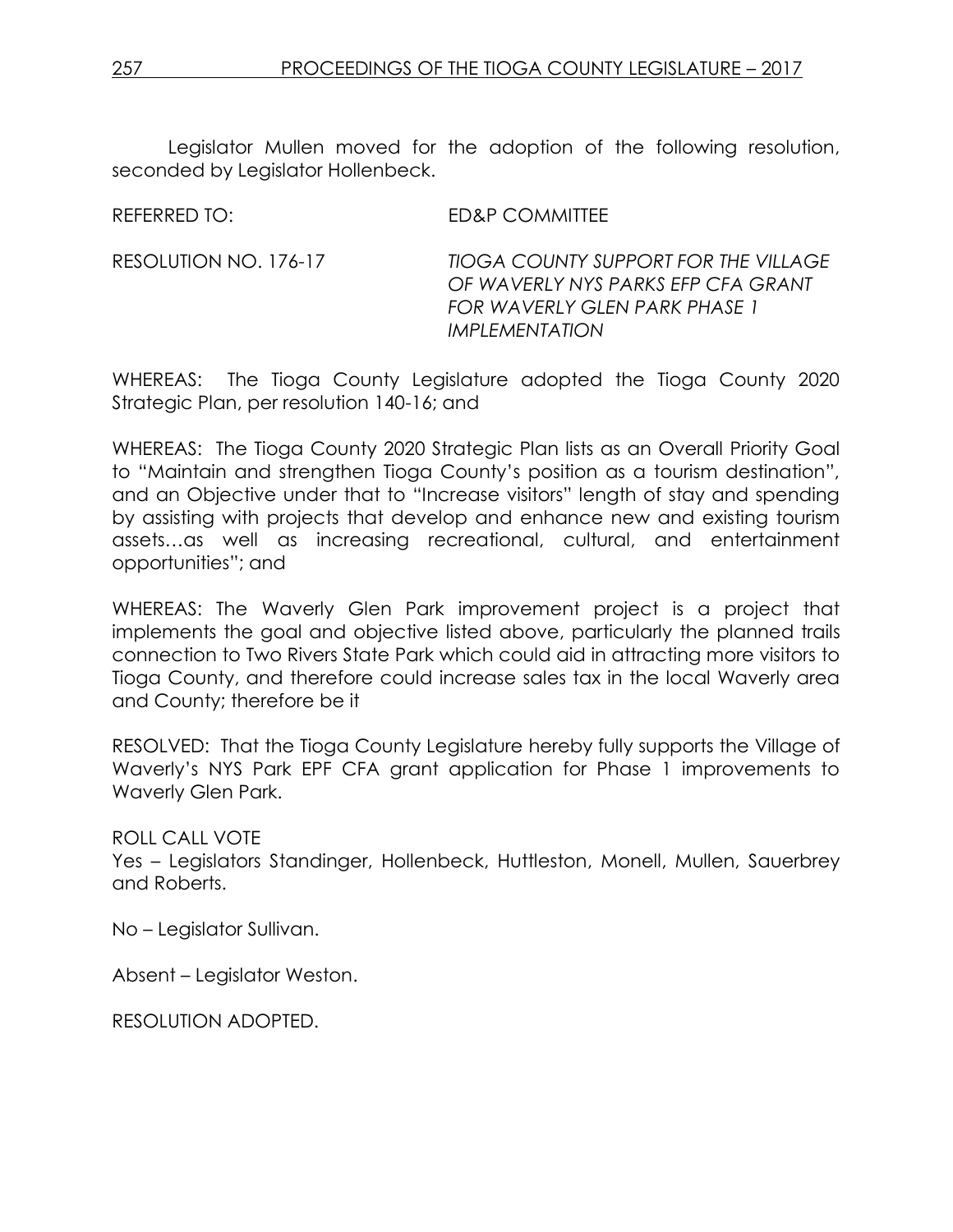Legislator Mullen moved for the adoption of the following resolution, seconded by Legislator Hollenbeck.

REFERRED TO: ED&P COMMITTEE

RESOLUTION NO. 176-17 *TIOGA COUNTY SUPPORT FOR THE VILLAGE OF WAVERLY NYS PARKS EFP CFA GRANT FOR WAVERLY GLEN PARK PHASE 1 IMPLEMENTATION*

WHEREAS: The Tioga County Legislature adopted the Tioga County 2020 Strategic Plan, per resolution 140-16; and

WHEREAS: The Tioga County 2020 Strategic Plan lists as an Overall Priority Goal to "Maintain and strengthen Tioga County's position as a tourism destination", and an Objective under that to "Increase visitors" length of stay and spending by assisting with projects that develop and enhance new and existing tourism assets…as well as increasing recreational, cultural, and entertainment opportunities"; and

WHEREAS: The Waverly Glen Park improvement project is a project that implements the goal and objective listed above, particularly the planned trails connection to Two Rivers State Park which could aid in attracting more visitors to Tioga County, and therefore could increase sales tax in the local Waverly area and County; therefore be it

RESOLVED: That the Tioga County Legislature hereby fully supports the Village of Waverly's NYS Park EPF CFA grant application for Phase 1 improvements to Waverly Glen Park.

ROLL CALL VOTE
Yes – Legislators Standinger, Hollenbeck, Huttleston, Monell, Mullen, Sauerbrey and Roberts.

No – Legislator Sullivan.

Absent – Legislator Weston.

RESOLUTION ADOPTED.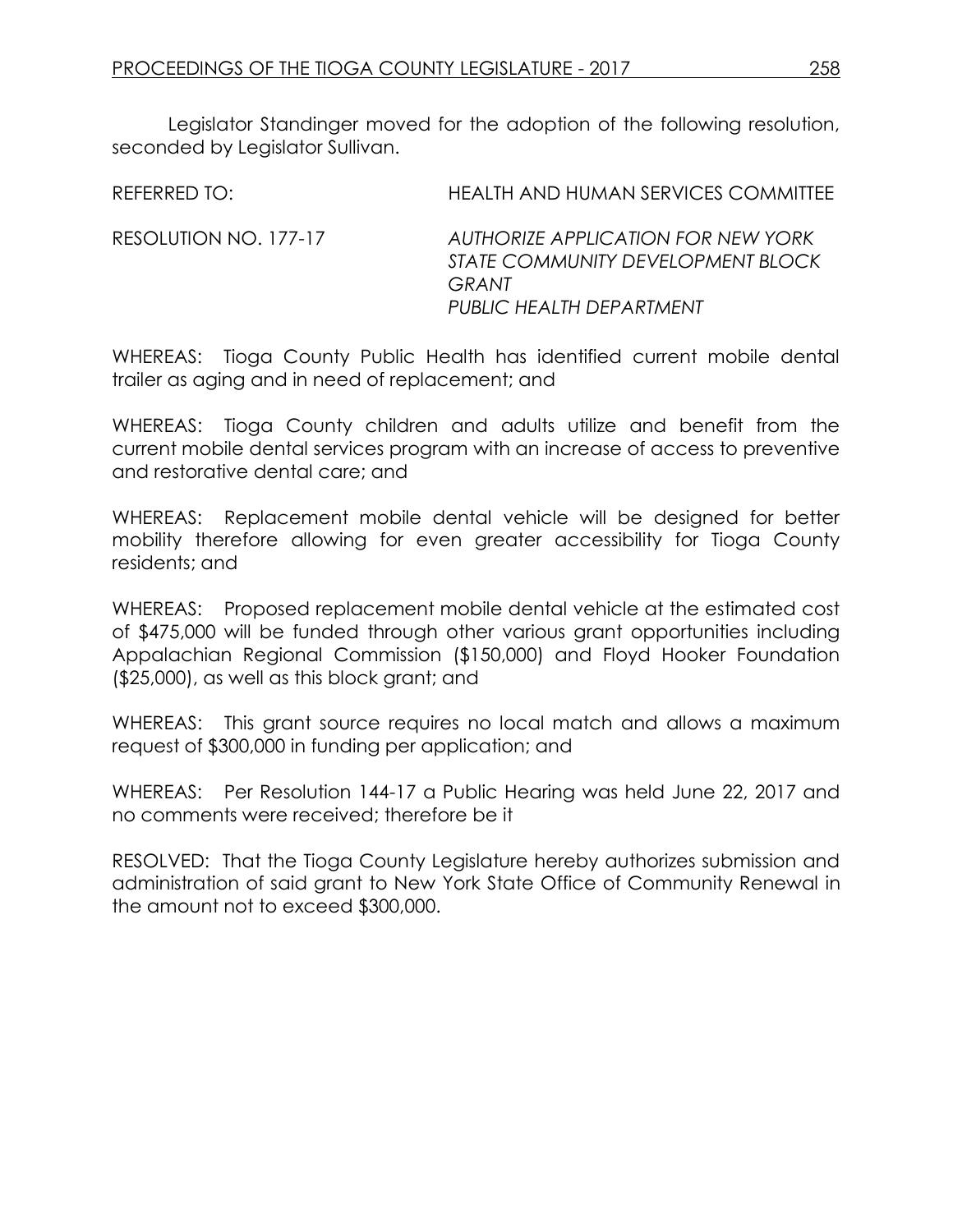Legislator Standinger moved for the adoption of the following resolution, seconded by Legislator Sullivan.

REFERRED TO: HEALTH AND HUMAN SERVICES COMMITTEE

RESOLUTION NO. 177-17 *AUTHORIZE APPLICATION FOR NEW YORK STATE COMMUNITY DEVELOPMENT BLOCK GRANT*
*PUBLIC HEALTH DEPARTMENT*

WHEREAS: Tioga County Public Health has identified current mobile dental trailer as aging and in need of replacement; and

WHEREAS: Tioga County children and adults utilize and benefit from the current mobile dental services program with an increase of access to preventive and restorative dental care; and

WHEREAS: Replacement mobile dental vehicle will be designed for better mobility therefore allowing for even greater accessibility for Tioga County residents; and

WHEREAS: Proposed replacement mobile dental vehicle at the estimated cost of $475,000 will be funded through other various grant opportunities including Appalachian Regional Commission ($150,000) and Floyd Hooker Foundation ($25,000), as well as this block grant; and

WHEREAS: This grant source requires no local match and allows a maximum request of $300,000 in funding per application; and

WHEREAS: Per Resolution 144-17 a Public Hearing was held June 22, 2017 and no comments were received; therefore be it

RESOLVED: That the Tioga County Legislature hereby authorizes submission and administration of said grant to New York State Office of Community Renewal in the amount not to exceed $300,000.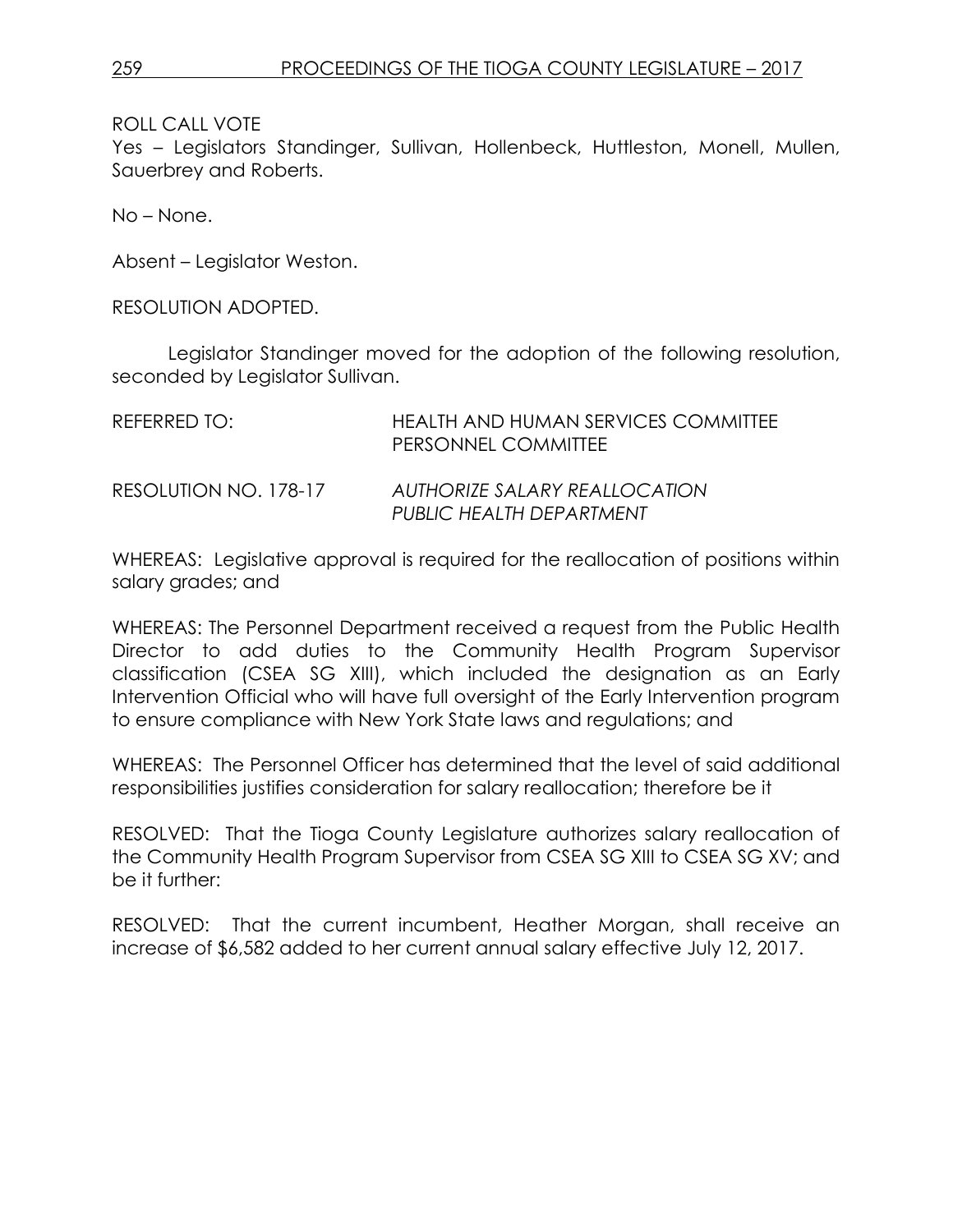ROLL CALL VOTE
Yes – Legislators Standinger, Sullivan, Hollenbeck, Huttleston, Monell, Mullen, Sauerbrey and Roberts.

No – None.

Absent – Legislator Weston.

RESOLUTION ADOPTED.

Legislator Standinger moved for the adoption of the following resolution, seconded by Legislator Sullivan.

REFERRED TO: HEALTH AND HUMAN SERVICES COMMITTEE
PERSONNEL COMMITTEE

RESOLUTION NO. 178-17 *AUTHORIZE SALARY REALLOCATION*
*PUBLIC HEALTH DEPARTMENT*

WHEREAS: Legislative approval is required for the reallocation of positions within salary grades; and

WHEREAS: The Personnel Department received a request from the Public Health Director to add duties to the Community Health Program Supervisor classification (CSEA SG XIII), which included the designation as an Early Intervention Official who will have full oversight of the Early Intervention program to ensure compliance with New York State laws and regulations; and

WHEREAS: The Personnel Officer has determined that the level of said additional responsibilities justifies consideration for salary reallocation; therefore be it

RESOLVED: That the Tioga County Legislature authorizes salary reallocation of the Community Health Program Supervisor from CSEA SG XIII to CSEA SG XV; and be it further:

RESOLVED: That the current incumbent, Heather Morgan, shall receive an increase of $6,582 added to her current annual salary effective July 12, 2017.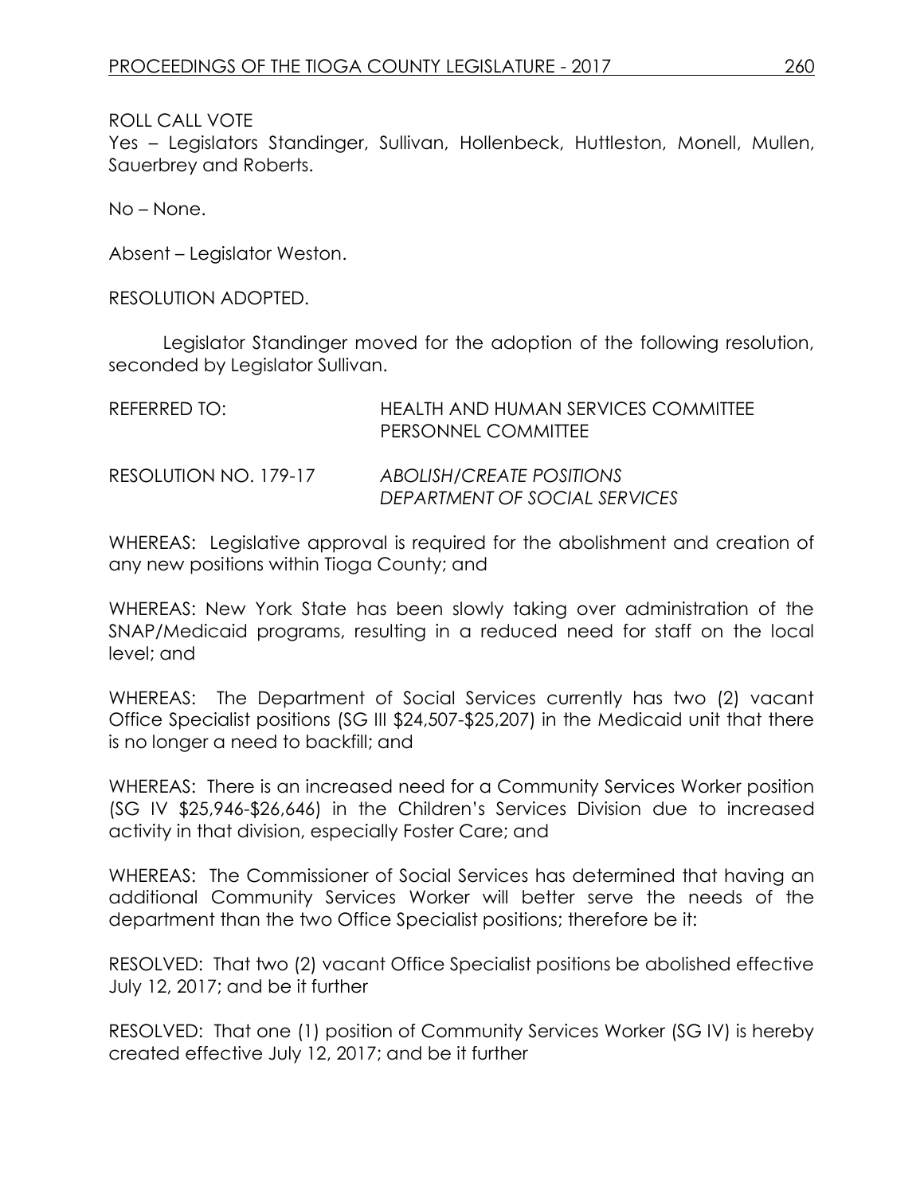ROLL CALL VOTE
Yes – Legislators Standinger, Sullivan, Hollenbeck, Huttleston, Monell, Mullen, Sauerbrey and Roberts.

No – None.

Absent – Legislator Weston.

RESOLUTION ADOPTED.

Legislator Standinger moved for the adoption of the following resolution, seconded by Legislator Sullivan.

REFERRED TO: HEALTH AND HUMAN SERVICES COMMITTEE
PERSONNEL COMMITTEE

RESOLUTION NO. 179-17 *ABOLISH/CREATE POSITIONS*
*DEPARTMENT OF SOCIAL SERVICES*

WHEREAS: Legislative approval is required for the abolishment and creation of any new positions within Tioga County; and

WHEREAS: New York State has been slowly taking over administration of the SNAP/Medicaid programs, resulting in a reduced need for staff on the local level; and

WHEREAS: The Department of Social Services currently has two (2) vacant Office Specialist positions (SG III $24,507-$25,207) in the Medicaid unit that there is no longer a need to backfill; and

WHEREAS: There is an increased need for a Community Services Worker position (SG IV $25,946-$26,646) in the Children's Services Division due to increased activity in that division, especially Foster Care; and

WHEREAS: The Commissioner of Social Services has determined that having an additional Community Services Worker will better serve the needs of the department than the two Office Specialist positions; therefore be it:

RESOLVED: That two (2) vacant Office Specialist positions be abolished effective July 12, 2017; and be it further

RESOLVED: That one (1) position of Community Services Worker (SG IV) is hereby created effective July 12, 2017; and be it further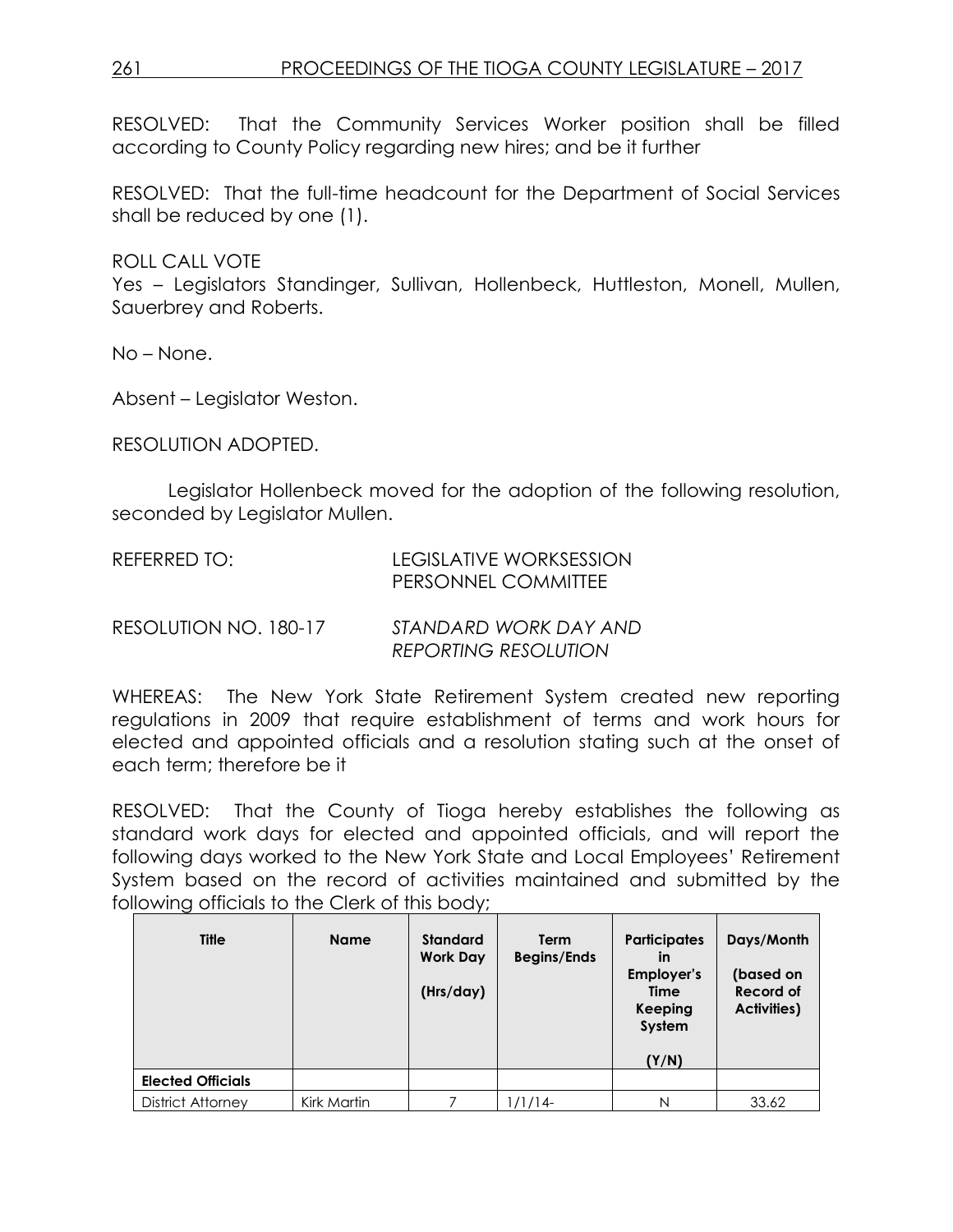RESOLVED: That the Community Services Worker position shall be filled according to County Policy regarding new hires; and be it further

RESOLVED: That the full-time headcount for the Department of Social Services shall be reduced by one (1).

ROLL CALL VOTE
Yes – Legislators Standinger, Sullivan, Hollenbeck, Huttleston, Monell, Mullen, Sauerbrey and Roberts.

No – None.

Absent – Legislator Weston.

RESOLUTION ADOPTED.

Legislator Hollenbeck moved for the adoption of the following resolution, seconded by Legislator Mullen.

REFERRED TO: LEGISLATIVE WORKSESSION
PERSONNEL COMMITTEE

RESOLUTION NO. 180-17 *STANDARD WORK DAY AND REPORTING RESOLUTION*

WHEREAS: The New York State Retirement System created new reporting regulations in 2009 that require establishment of terms and work hours for elected and appointed officials and a resolution stating such at the onset of each term; therefore be it

RESOLVED: That the County of Tioga hereby establishes the following as standard work days for elected and appointed officials, and will report the following days worked to the New York State and Local Employees' Retirement System based on the record of activities maintained and submitted by the following officials to the Clerk of this body;

| Title | Name | Standard Work Day (Hrs/day) | Term Begins/Ends | Participates in Employer's Time Keeping System (Y/N) | Days/Month (based on Record of Activities) |
|---|---|---|---|---|---|
| **Elected Officials** | | | | | |
| District Attorney | Kirk Martin | 7 | 1/1/14- | N | 33.62 |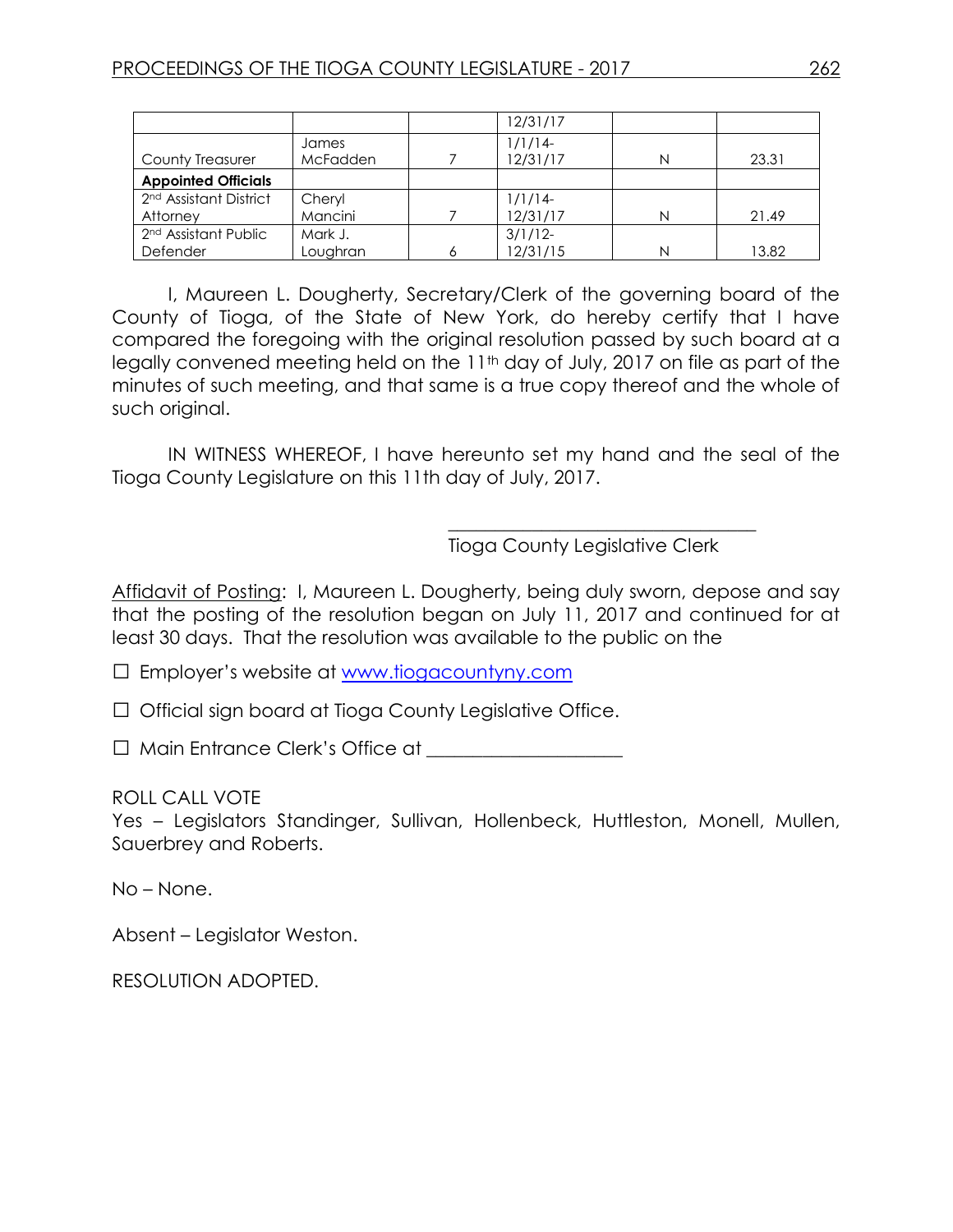| | | | 12/31/17 | | |
|---|---|---|---|---|---|
| County Treasurer | James McFadden | 7 | 1/1/14-12/31/17 | N | 23.31 |
| **Appointed Officials** | | | | | |
| 2nd Assistant District Attorney | Cheryl Mancini | 7 | 1/1/14-12/31/17 | N | 21.49 |
| 2nd Assistant Public Defender | Mark J. Loughran | 6 | 3/1/12-12/31/15 | N | 13.82 |

I, Maureen L. Dougherty, Secretary/Clerk of the governing board of the County of Tioga, of the State of New York, do hereby certify that I have compared the foregoing with the original resolution passed by such board at a legally convened meeting held on the 11th day of July, 2017 on file as part of the minutes of such meeting, and that same is a true copy thereof and the whole of such original.

IN WITNESS WHEREOF, I have hereunto set my hand and the seal of the Tioga County Legislature on this 11th day of July, 2017.

\_\_\_\_\_\_\_\_\_\_\_\_\_\_\_\_\_\_\_\_\_\_\_\_\_\_\_\_\_\_\_\_\_\_

Tioga County Legislative Clerk

Affidavit of Posting: I, Maureen L. Dougherty, being duly sworn, depose and say that the posting of the resolution began on July 11, 2017 and continued for at least 30 days. That the resolution was available to the public on the

☐ Employer's website at www.tiogacountyny.com

☐ Official sign board at Tioga County Legislative Office.

☐ Main Entrance Clerk's Office at \_\_\_\_\_\_\_\_\_\_\_\_\_\_\_\_\_\_\_\_

ROLL CALL VOTE
Yes – Legislators Standinger, Sullivan, Hollenbeck, Huttleston, Monell, Mullen, Sauerbrey and Roberts.

No – None.

Absent – Legislator Weston.

RESOLUTION ADOPTED.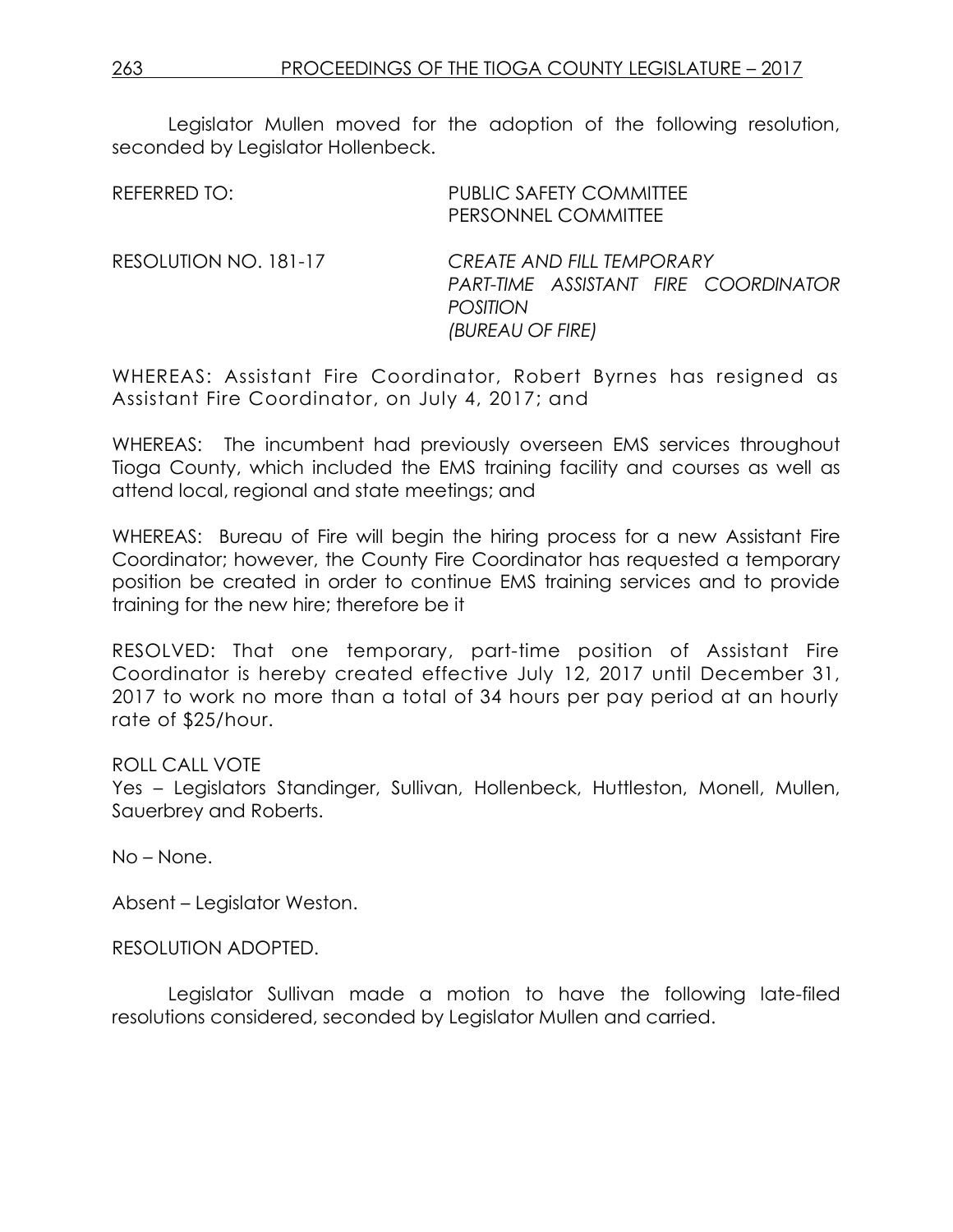Legislator Mullen moved for the adoption of the following resolution, seconded by Legislator Hollenbeck.

REFERRED TO: PUBLIC SAFETY COMMITTEE
PERSONNEL COMMITTEE

RESOLUTION NO. 181-17 *CREATE AND FILL TEMPORARY PART-TIME ASSISTANT FIRE COORDINATOR POSITION (BUREAU OF FIRE)*

WHEREAS: Assistant Fire Coordinator, Robert Byrnes has resigned as Assistant Fire Coordinator, on July 4, 2017; and

WHEREAS: The incumbent had previously overseen EMS services throughout Tioga County, which included the EMS training facility and courses as well as attend local, regional and state meetings; and

WHEREAS: Bureau of Fire will begin the hiring process for a new Assistant Fire Coordinator; however, the County Fire Coordinator has requested a temporary position be created in order to continue EMS training services and to provide training for the new hire; therefore be it

RESOLVED: That one temporary, part-time position of Assistant Fire Coordinator is hereby created effective July 12, 2017 until December 31, 2017 to work no more than a total of 34 hours per pay period at an hourly rate of $25/hour.

ROLL CALL VOTE
Yes – Legislators Standinger, Sullivan, Hollenbeck, Huttleston, Monell, Mullen, Sauerbrey and Roberts.

No – None.

Absent – Legislator Weston.

RESOLUTION ADOPTED.

Legislator Sullivan made a motion to have the following late-filed resolutions considered, seconded by Legislator Mullen and carried.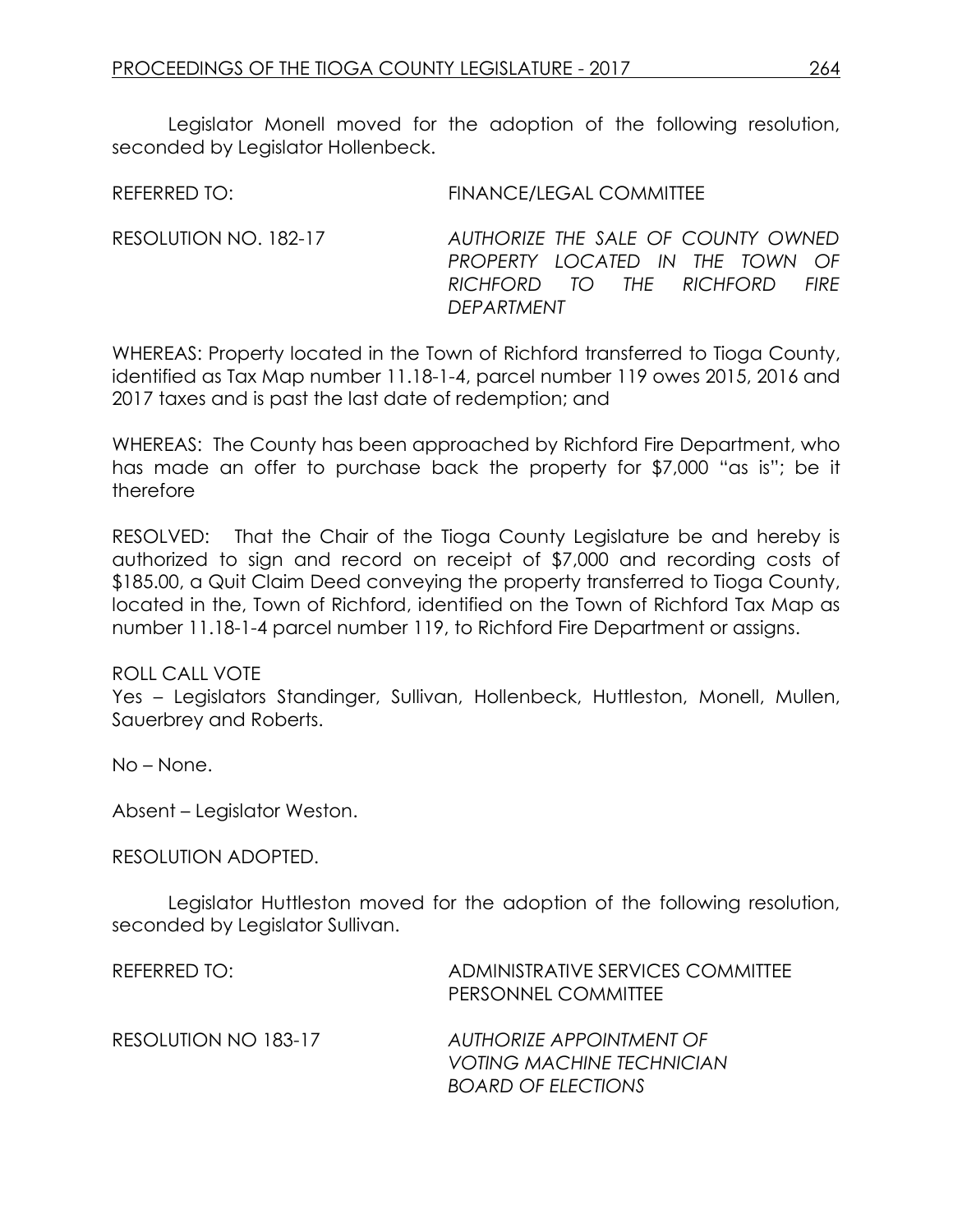Legislator Monell moved for the adoption of the following resolution, seconded by Legislator Hollenbeck.

REFERRED TO: FINANCE/LEGAL COMMITTEE

RESOLUTION NO. 182-17 *AUTHORIZE THE SALE OF COUNTY OWNED PROPERTY LOCATED IN THE TOWN OF RICHFORD TO THE RICHFORD FIRE DEPARTMENT*

WHEREAS: Property located in the Town of Richford transferred to Tioga County, identified as Tax Map number 11.18-1-4, parcel number 119 owes 2015, 2016 and 2017 taxes and is past the last date of redemption; and

WHEREAS: The County has been approached by Richford Fire Department, who has made an offer to purchase back the property for $7,000 "as is"; be it therefore

RESOLVED: That the Chair of the Tioga County Legislature be and hereby is authorized to sign and record on receipt of $7,000 and recording costs of $185.00, a Quit Claim Deed conveying the property transferred to Tioga County, located in the, Town of Richford, identified on the Town of Richford Tax Map as number 11.18-1-4 parcel number 119, to Richford Fire Department or assigns.

ROLL CALL VOTE
Yes – Legislators Standinger, Sullivan, Hollenbeck, Huttleston, Monell, Mullen, Sauerbrey and Roberts.

No – None.

Absent – Legislator Weston.

RESOLUTION ADOPTED.

Legislator Huttleston moved for the adoption of the following resolution, seconded by Legislator Sullivan.

REFERRED TO: ADMINISTRATIVE SERVICES COMMITTEE
PERSONNEL COMMITTEE

RESOLUTION NO 183-17 *AUTHORIZE APPOINTMENT OF VOTING MACHINE TECHNICIAN BOARD OF ELECTIONS*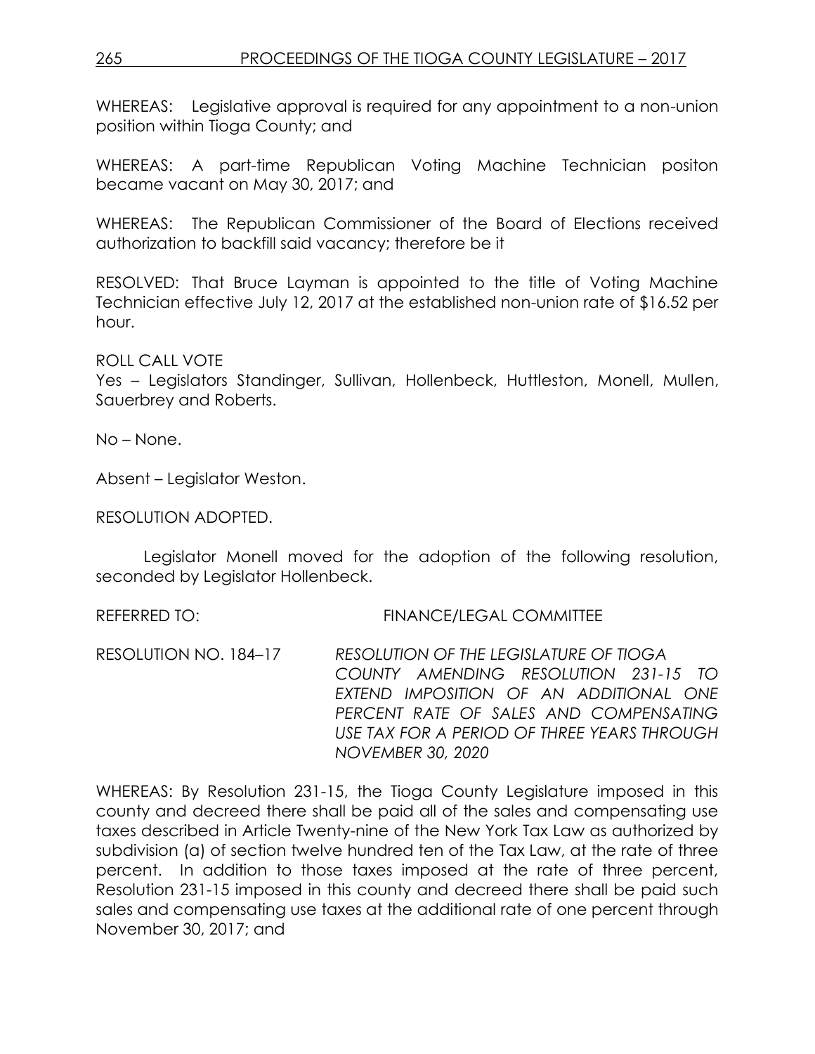WHEREAS: Legislative approval is required for any appointment to a non-union position within Tioga County; and

WHEREAS: A part-time Republican Voting Machine Technician positon became vacant on May 30, 2017; and

WHEREAS: The Republican Commissioner of the Board of Elections received authorization to backfill said vacancy; therefore be it

RESOLVED: That Bruce Layman is appointed to the title of Voting Machine Technician effective July 12, 2017 at the established non-union rate of $16.52 per hour.

ROLL CALL VOTE
Yes – Legislators Standinger, Sullivan, Hollenbeck, Huttleston, Monell, Mullen, Sauerbrey and Roberts.

No – None.

Absent – Legislator Weston.

RESOLUTION ADOPTED.

Legislator Monell moved for the adoption of the following resolution, seconded by Legislator Hollenbeck.

REFERRED TO: FINANCE/LEGAL COMMITTEE

RESOLUTION NO. 184–17 *RESOLUTION OF THE LEGISLATURE OF TIOGA COUNTY AMENDING RESOLUTION 231-15 TO EXTEND IMPOSITION OF AN ADDITIONAL ONE PERCENT RATE OF SALES AND COMPENSATING USE TAX FOR A PERIOD OF THREE YEARS THROUGH NOVEMBER 30, 2020*

WHEREAS: By Resolution 231-15, the Tioga County Legislature imposed in this county and decreed there shall be paid all of the sales and compensating use taxes described in Article Twenty-nine of the New York Tax Law as authorized by subdivision (a) of section twelve hundred ten of the Tax Law, at the rate of three percent. In addition to those taxes imposed at the rate of three percent, Resolution 231-15 imposed in this county and decreed there shall be paid such sales and compensating use taxes at the additional rate of one percent through November 30, 2017; and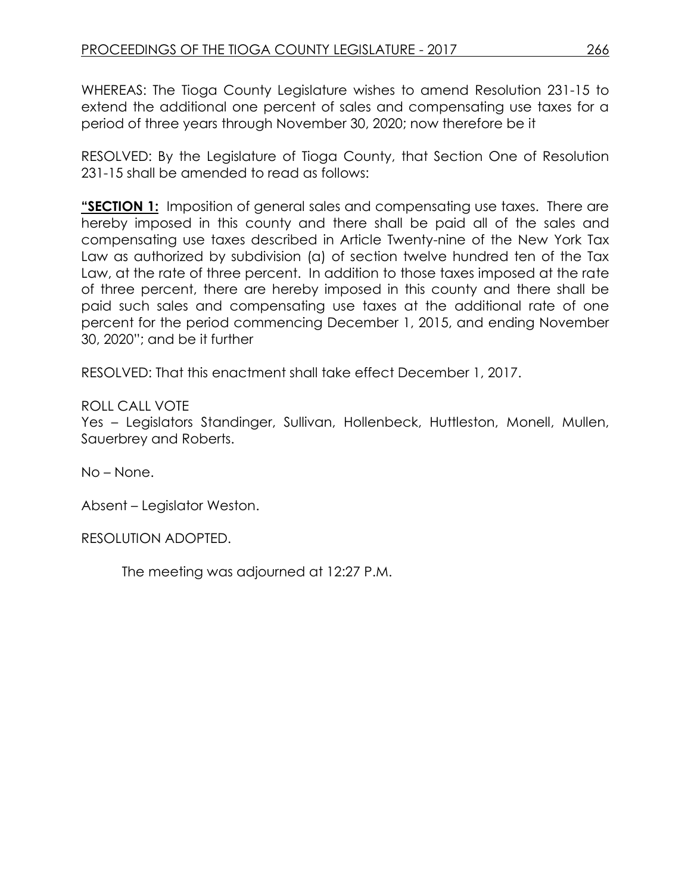WHEREAS: The Tioga County Legislature wishes to amend Resolution 231-15 to extend the additional one percent of sales and compensating use taxes for a period of three years through November 30, 2020; now therefore be it

RESOLVED: By the Legislature of Tioga County, that Section One of Resolution 231-15 shall be amended to read as follows:

**"SECTION 1:** Imposition of general sales and compensating use taxes. There are hereby imposed in this county and there shall be paid all of the sales and compensating use taxes described in Article Twenty-nine of the New York Tax Law as authorized by subdivision (a) of section twelve hundred ten of the Tax Law, at the rate of three percent. In addition to those taxes imposed at the rate of three percent, there are hereby imposed in this county and there shall be paid such sales and compensating use taxes at the additional rate of one percent for the period commencing December 1, 2015, and ending November 30, 2020"; and be it further

RESOLVED: That this enactment shall take effect December 1, 2017.

ROLL CALL VOTE
Yes – Legislators Standinger, Sullivan, Hollenbeck, Huttleston, Monell, Mullen, Sauerbrey and Roberts.

No – None.

Absent – Legislator Weston.

RESOLUTION ADOPTED.

The meeting was adjourned at 12:27 P.M.